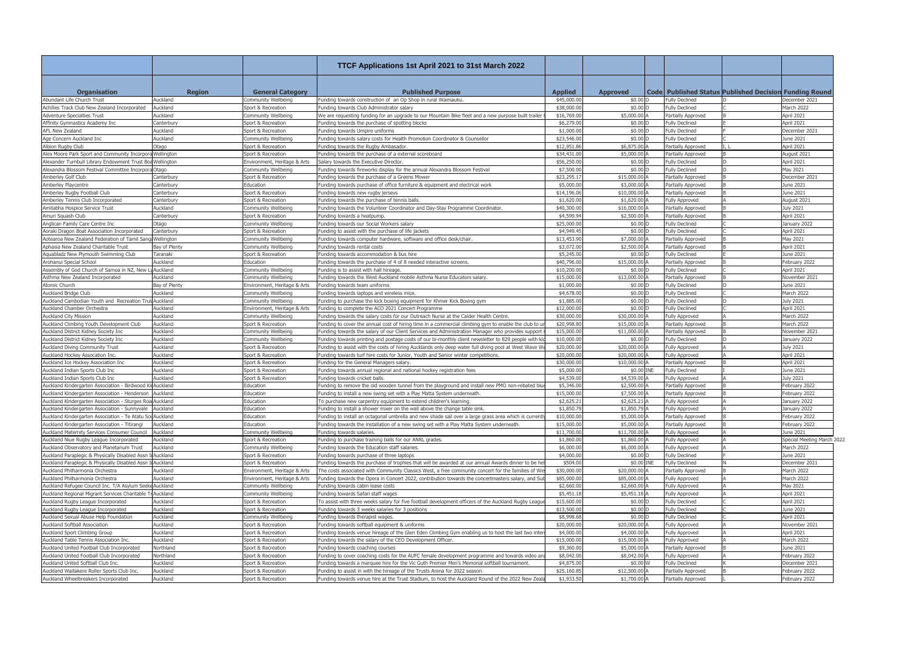# TTCF Applications 1st April 2021 to 31st March 2022

| Organisation | Region | General Category | Published Purpose | Applied | Approved | Code | Published Status | Published Decision | Funding Round |
|---|---|---|---|---|---|---|---|---|---|
| Abundant Life Church Trust | Auckland | Community Wellbeing | Funding towards construction of an Op Shop in rural Waimauku. | $45,000.00 | $0.00 | D | Fully Declined | D | December 2021 |
| Achilles Track Club New Zealand Incorporated | Auckland | Sport & Recreation | Funding towards Club Administrator salary | $38,000.00 | $0.00 | D | Fully Declined | C | March 2022 |
| Adventure Specialties Trust | Auckland | Community Wellbeing | We are requesting funding for an upgrade to our Mountain Bike fleet and a new purpose built trailer | $16,769.00 | $5,000.00 | A | Partially Approved | B | April 2021 |
| Affinity Gymnastics Academy Inc | Canterbury | Sport & Recreation | Funding towards the purchase of spotting blocks | $6,279.00 | $0.00 | D | Fully Declined | E | April 2021 |
| AFL New Zealand | Auckland | Sport & Recreation | Funding towards Umpire uniforms | $1,000.00 | $0.00 | D | Fully Declined | F | December 2021 |
| Age Concern Auckland Inc | Auckland | Community Wellbeing | Funding towards salary costs for Health Promotion Coordinator & Counsellor | $23,546.00 | $0.00 | D | Fully Declined | C | June 2021 |
| Albion Rugby Club | Otago | Sport & Recreation | Funding towards the Rugby Ambasador. | $12,951.86 | $6,875.00 | A | Partially Approved | I, L | April 2021 |
| Alex Moore Park Sport and Community Incorpora | Wellington | Sport & Recreation | Funding towards the purchase of a external scoreboard | $34,431.00 | $5,000.00 | A | Partially Approved | B | August 2021 |
| Alexander Turnbull Library Endowment Trust Boa | Wellington | Environment, Heritage & Arts | Salary towards the Executive Director. | $56,250.00 | $0.00 | D | Fully Declined | D | April 2021 |
| Alexandra Blossom Festival Committee Incorpora | Otago | Community Wellbeing | Funding towards fireworks display for the annual Alexandra Blossom Festival | $7,500.00 | $0.00 | D | Fully Declined | D | May 2021 |
| Amberley Golf Club | Canterbury | Sport & Recreation | Funding towards the purchase of a Greens Mower | $23,295.17 | $15,000.00 | A | Partially Approved | B | December 2021 |
| Amberley Playcentre | Canterbury | Education | Funding towards purchase of office furniture & equipment and electrical work | $5,000.00 | $3,000.00 | A | Partially Approved | B | June 2021 |
| Amberley Rugby Football Club | Canterbury | Sport & Recreation | Funding towards new rugby jerseys | $14,196.06 | $10,000.00 | A | Partially Approved | B | June 2021 |
| Amberley Tennis Club Incorporated | Canterbury | Sport & Recreation | Funding towards the purchase of tennis balls. | $1,620.00 | $1,620.00 | A | Fully Approved | A | August 2021 |
| Amitabha Hospice Service Trust | Auckland | Community Wellbeing | Funding towards the Volunteer Coordinator and Day-Stay Programme Coordinator. | $40,300.00 | $16,000.00 | A | Partially Approved | B | July 2021 |
| Amuri Squash Club | Canterbury | Sport & Recreation | Funding towards a heatpump. | $4,599.94 | $2,500.00 | A | Partially Approved | B | April 2021 |
| Anglican Family Care Centre Inc | Otago | Community Wellbeing | Funding towards our Social Workers salary | $25,000.00 | $0.00 | D | Fully Declined | C | January 2022 |
| Aoraki Dragon Boat Association Incorporated | Canterbury | Sport & Recreation | Funding to assist with the purchase of life jackets | $4,949.45 | $0.00 | D | Fully Declined | C | April 2021 |
| Aotearoa New Zealand Federation of Tamil Sang | Wellington | Community Wellbeing | Funding towards computer hardware, software and office desk/chair. | $13,453.90 | $7,000.00 | A | Partially Approved | B | May 2021 |
| Aphasia New Zealand Charitable Trust | Bay of Plenty | Community Wellbeing | Funding towards rental costs | $3,072.00 | $2,500.00 | A | Partially Approved | B | April 2021 |
| Aquabladz New Plymouth Swimming Club | Taranaki | Sport & Recreation | Funding towards accommodation & bus hire | $5,245.00 | $0.00 | D | Fully Declined | E | June 2021 |
| Arohanui Special School | Auckland | Education | Funding towards the purchase of 4 of 8 needed interactive screens. | $40,796.00 | $15,000.00 | A | Partially Approved | B | February 2022 |
| Assembly of God Church of Samoa in NZ, New Ly | Auckland | Community Wellbeing | Funding is to assist with hall hireage. | $10,200.00 | $0.00 | D | Fully Declined | C | April 2021 |
| Asthma New Zealand Incorporated | Auckland | Community Wellbeing | Funding towards the West Auckland mobile Asthma Nurse Educators salary. | $15,000.00 | $13,000.00 | A | Partially Approved | B | November 2021 |
| Atomic Church | Bay of Plenty | Environment, Heritage & Arts | Funding towards team uniforms | $1,000.00 | $0.00 | D | Fully Declined | D | June 2021 |
| Auckland Bridge Club | Auckland | Community Wellbeing | Funding towards laptops and wireless mice. | $4,678.00 | $0.00 | D | Fully Declined | C | March 2022 |
| Auckland Cambodian Youth and Recreation Trus | Auckland | Community Wellbeing | Funding to purchase the kick boxing equipment for Khmer Kick Boxing gym | $1,885.00 | $0.00 | D | Fully Declined | D | July 2021 |
| Auckland Chamber Orchestra | Auckland | Environment, Heritage & Arts | Funding to complete the ACO 2021 Concert Programme | $12,000.00 | $0.00 | D | Fully Declined | C | April 2021 |
| Auckland City Mission | Auckland | Community Wellbeing | Funding towards the salary costs for our Outreach Nurse at the Calder Health Centre. | $30,000.00 | $30,000.00 | A | Fully Approved | A | March 2022 |
| Auckland Climbing Youth Development Club | Auckland | Sport & Recreation | Funding to cover the annual cost of hiring time in a commercial climbing gym to enable the club to u | $20,998.80 | $15,000.00 | A | Partially Approved | B | March 2022 |
| Auckland District Kidney Society Inc | Auckland | Community Wellbeing | Funding towards the salary of our Client Services and Administration Manager who provides support s | $15,000.00 | $11,000.00 | A | Partially Approved | B | November 2021 |
| Auckland District Kidney Society Inc | Auckland | Community Wellbeing | Funding towards printing and postage costs of our bi-monthly client newsletter to 829 people with kid | $10,000.00 | $0.00 | D | Fully Declined | D | January 2022 |
| Auckland Diving Community Trust | Auckland | Sport & Recreation | Funding to assist with the costs of hiring Aucklands only deep water full diving pool at West Wave Wa | $20,000.00 | $20,000.00 | A | Fully Approved | A | July 2021 |
| Auckland Hockey Assocation Inc. | Auckland | Sport & Recreation | Funding towards turf hire costs for Junior, Youth and Senior winter competitions. | $20,000.00 | $20,000.00 | A | Fully Approved | A | April 2021 |
| Auckland Ice Hockey Association Inc | Auckland | Sport & Recreation | Funding for the General Managers salary. | $30,000.00 | $10,000.00 | A | Partially Approved | B | April 2021 |
| Auckland Indian Sports Club Inc | Auckland | Sport & Recreation | Funding towards annual regional and national hockey registration fees | $5,000.00 | $0.00 | INE | Fully Declined | I | June 2021 |
| Auckland Indian Sports Club Inc | Auckland | Sport & Recreation | Funding towards cricket balls. | $4,539.00 | $4,539.00 | A | Fully Approved | A | July 2021 |
| Auckland Kindergarten Association - Birdwood Ki | Auckland | Education | Funding to remove the old wooden tunnel from the playground and install new PMO non-rebated blu | $5,346.00 | $2,500.00 | A | Partially Approved | B | February 2022 |
| Auckland Kindergarten Association - Henderson | Auckland | Education | Funding to install a new swing set with a Play Matta System underneath. | $15,000.00 | $7,500.00 | A | Partially Approved | B | February 2022 |
| Auckland Kindergarten Association - Sturges Roa | Auckland | Education | To purchase new carpentry equipment to extend children's learning. | $2,625.21 | $2,625.21 | A | Fully Approved | A | January 2022 |
| Auckland Kindergarten Association - Sunnyvale | Auckland | Education | Funding to install a shower mixer on the wall above the change table sink. | $1,850.79 | $1,850.79 | A | Fully Approved | A | January 2022 |
| Auckland Kindergarten Association - Te Atatu So | Auckland | Education | Funding to install an octagonal umbrella and new shade sail over a large grass area which is currentl | $10,000.00 | $5,000.00 | A | Partially Approved | B | February 2022 |
| Auckland Kindergarten Association - Titirangi | Auckland | Education | Funding towards the installation of a new swing set with a Play Matta System underneath. | $15,000.00 | $5,000.00 | A | Partially Approved | B | February 2022 |
| Auckland Maternity Services Consumer Council | Auckland | Community Wellbeing | Funding towards salaries. | $11,700.00 | $11,700.00 | A | Fully Approved | A | June 2021 |
| Auckland Niue Rugby League Incorporated | Auckland | Sport & Recreation | Funding to purchase training balls for our ANRL grades. | $1,860.00 | $1,860.00 | A | Fully Approved | A | Special Meeting March 2022 |
| Auckland Observatory and Planetarium Trust | Auckland | Community Wellbeing | Funding towards the Education staff salaries. | $6,000.00 | $6,000.00 | A | Fully Approved | A | March 2022 |
| Auckland Paraplegic & Physically Disabled Assn I | Auckland | Sport & Recreation | Funding towards purchase of three laptops | $4,000.00 | $0.00 | D | Fully Declined | F | June 2021 |
| Auckland Paraplegic & Physically Disabled Assn I | Auckland | Sport & Recreation | Funding towards the purchase of trophies that will be awarded at our annual Awards dinner to be hel | $504.00 | $0.00 | INE | Fully Declined | N | December 2021 |
| Auckland Philharmonia Orchestra | Auckland | Environment, Heritage & Arts | The costs associated with Community Classics West, a free community concert for the families of We | $30,000.00 | $20,000.00 | A | Partially Approved | B | March 2022 |
| Auckland Philharmonia Orchestra | Auckland | Environment, Heritage & Arts | Funding towards the Opera in Concert 2022, contribution towards the concertmasters salary, and Sub | $85,000.00 | $85,000.00 | A | Fully Approved | A | March 2022 |
| Auckland Refugee Council Inc. T/A Asylum Seeke | Auckland | Community Wellbeing | Funding towards cabin lease costs | $2,660.00 | $2,660.00 | A | Fully Approved | A | May 2021 |
| Auckland Regional Migrant Services Charitable Tr | Auckland | Community Wellbeing | Funding towards Safari staff wages | $5,451.18 | $5,451.18 | A | Fully Approved | A | April 2021 |
| Auckland Rugby League Incorporated | Auckland | Sport & Recreation | To assist with three weeks salary for five football development officers of the Auckland Rugby League | $15,600.00 | $0.00 | D | Fully Declined | C | April 2021 |
| Auckland Rugby League Incorporated | Auckland | Sport & Recreation | Funding towards 3 weeks salaries for 3 positions | $13,500.00 | $0.00 | D | Fully Declined | C | June 2021 |
| Auckland Sexual Abuse Help Foundation | Auckland | Community Wellbeing | Funding towards therapist wages. | $8,998.68 | $0.00 | D | Fully Declined | C | April 2021 |
| Auckland Softball Association | Auckland | Sport & Recreation | Funding towards softball equipment & uniforms | $20,000.00 | $20,000.00 | A | Fully Approved | A | November 2021 |
| Auckland Sport Climbing Group | Auckland | Sport & Recreation | Funding towards venue hireage of the Glen Eden Climbing Gym enabling us to host the last two inter | $4,000.00 | $4,000.00 | A | Fully Approved | A | April 2021 |
| Auckland Table Tennis Association Inc. | Auckland | Sport & Recreation | Funding towards the salary of the CEO Development Officer. | $15,000.00 | $15,000.00 | A | Fully Approved | A | March 2022 |
| Auckland United Football Club Incorporated | Northland | Sport & Recreation | Funding towards coaching courses | $9,360.00 | $5,000.00 | A | Partially Approved | B | June 2021 |
| Auckland United Football Club Incorporated | Northland | Sport & Recreation | Funding to cover coaching costs for the AUFC female development programme and towards video an | $8,042.00 | $8,042.00 | A | Fully Approved | A | February 2022 |
| Auckland United Softball Club Inc. | Auckland | Sport & Recreation | Funding towards a marquee hire for the Vic Guth Premier Men's Memorial softball tournament. | $4,875.00 | $0.00 | W | Fully Declined | K | December 2021 |
| Auckland Waitakere Roller Sports Club Inc. | Auckland | Sport & Recreation | Funding to assist in with the hireage of the Trusts Arena for 2022 season. | $25,160.85 | $12,500.00 | A | Partially Approved | B | February 2022 |
| Auckland Wheelbreakers Incorporated | Auckland | Sport & Recreation | Funding towards venue hire at the Trust Stadium, to host the Auckland Round of the 2022 New Zeala | $1,933.50 | $1,700.00 | A | Partially Approved | L | February 2022 |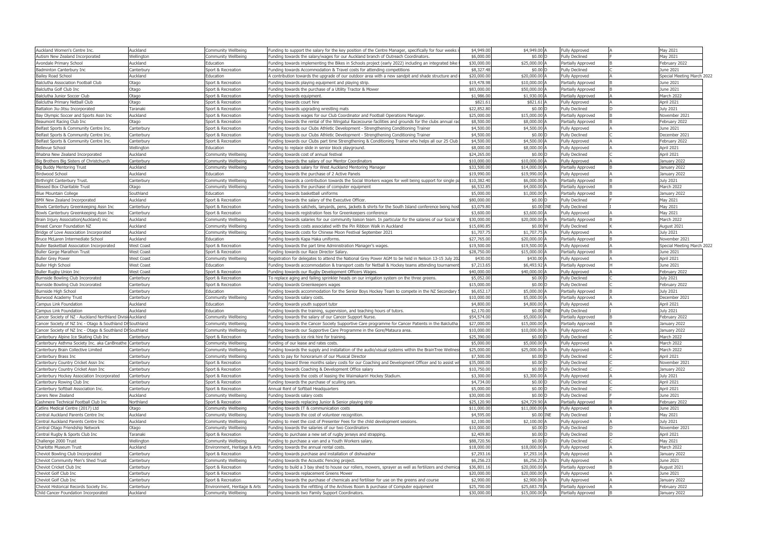| Auckland Women's Centre Inc. | Auckland | Community Wellbeing | Funding to support the salary for the key position of the Centre Manager, specifically for four weeks i | $4,949.00 | $4,949.00 | A | Fully Approved | A | May 2021 |
|---|---|---|---|---|---|---|---|---|---|
| Autism New Zealand Incorporated | Wellington | Community Wellbeing | Funding towards the salary/wages for our Auckland branch of Outreach Coordinators. | $6,000.00 | $0.00 | D | Fully Declined | F | May 2021 |
| Avondale Primary School | Auckland | Education | Funding towards implementing the Bikes in Schools project (early 2022) including an integrated bike | $30,000.00 | $25,000.00 | A | Partially Approved | B | February 2022 |
| Badminton Canterbury Inc | Canterbury | Sport & Recreation | Funding towards Accommodation & Travel costs for attending competitions | $8,327.48 | $0.00 | D | Fully Declined | C | June 2021 |
| Bailey Road School | Auckland | Education | A contribution towards the upgrade of our outdoor area with a new sandpit and shade structure and | $20,000.00 | $20,000.00 | A | Fully Approved | A | Special Meeting March 2022 |
| Balclutha Association Football Club | Otago | Sport & Recreation | Funding towards playing equipment and playing strip. | $19,478.98 | $10,000.00 | A | Partially Approved | B | June 2021 |
| Balclutha Golf Club Inc | Otago | Sport & Recreation | Funding towards the purchase of a Utility Tractor & Mower | $83,000.00 | $50,000.00 | A | Partially Approved | B | June 2021 |
| Balclutha Junior Soccer Club | Otago | Sport & Recreation | Funding towards equipment. | $1,986.00 | $1,930.00 | A | Partially Approved | A | March 2022 |
| Balclutha Primary Netball Club | Otago | Sport & Recreation | Funding towards court hire | $821.61 | $821.61 | A | Fully Approved | A | April 2021 |
| Battalion Jiu-Jitsu Incorporated | Taranaki | Sport & Recreation | Funding towards upgrading wrestling mats | $22,852.80 | $0.00 | D | Fully Declined | D | July 2021 |
| Bay Olympic Soccer and Sports Assn Inc | Auckland | Sport & Recreation | Funding towards wages for our Club Coordinator and Football Operations Manager. | $25,000.00 | $15,000.00 | A | Partially Approved | B | November 2021 |
| Beaumont Racing Club Inc | Otago | Sport & Recreation | Funding towards the rental of the Wingatui Racecourse facilities and grounds for the clubs annual rac | $8,500.00 | $8,000.00 | A | Partially Approved | B | February 2022 |
| Belfast Sports & Community Centre Inc. | Canterbury | Sport & Recreation | Funding towards our Clubs Athletic Development - Strengthening Conditioning Trainer | $4,500.00 | $4,500.00 | A | Fully Approved | A | June 2021 |
| Belfast Sports & Community Centre Inc. | Canterbury | Sport & Recreation | Funding towards our Clubs Athletic Development - Strengthening Conditioning Trainer | $4,500.00 | $0.00 | D | Fully Declined | C | December 2021 |
| Belfast Sports & Community Centre Inc. | Canterbury | Sport & Recreation | Funding towards our Clubs part time Strengthening & Conditioning Trainer who helps all our 25 Club | $4,500.00 | $4,500.00 | A | Fully Approved | A | February 2022 |
| Bellevue School | Wellington | Education | Funding to replace slide in senior block playground. | $8,000.00 | $8,000.00 | A | Fully Approved | A | April 2021 |
| Bhabna New Zealand Incorporated | Auckland | Community Wellbeing | Funding towards cost of annual festival | $24,265.00 | $0.00 | D | Fully Declined | C | April 2021 |
| Big Brothers Big Sisters of Christchurch | Canterbury | Community Wellbeing | Funding towards the salary of our Mentor Coordinators | $10,000.00 | $10,000.00 | A | Fully Approved | A | January 2022 |
| Big Buddy Mentoring Trust | Auckland | Community Wellbeing | Funding towards salary for West Auckland Mentoring Manager | $33,500.00 | $14,000.00 | A | Partially Approved | B | January 2022 |
| Birdwood School | Auckland | Education | Funding towards the purchase of 2 Active Panels | $19,990.00 | $19,990.00 | A | Fully Approved | A | January 2022 |
| Birthright Canterbury Trust. | Canterbury | Community Wellbeing | Funding towards a contribution towards the Social Workers wages for well being support for single pa | $10,382.40 | $6,000.00 | A | Partially Approved | B | July 2021 |
| Blessed Box Charitable Trust | Otago | Community Wellbeing | Funding towards the purchase of computer equipment | $6,532.85 | $4,000.00 | A | Partially Approved | B | March 2022 |
| Blue Mountain College | Southland | Education | Funding towards basketball uniforms | $5,000.00 | $1,000.00 | A | Partially Approved | B | January 2022 |
| BMX New Zealand Incorporated | Auckland | Sport & Recreation | Funding towards the salary of the Executive Officer. | $80,000.00 | $0.00 | D | Fully Declined | F | May 2021 |
| Bowls Canterbury Greenkeeping Assn Inc | Canterbury | Sport & Recreation | Funding towards satchels, lanyards, pens, jackets & shirts for the South Island conference being host | $3,079.80 | $0.00 | INE | Fully Declined | I | May 2021 |
| Bowls Canterbury Greenkeeping Assn Inc | Canterbury | Sport & Recreation | Funding towards registration fees for Greenkeepers conference | $3,600.00 | $3,600.00 | A | Fully Approved | A | May 2021 |
| Brain Injury Association(Auckland) inc | Auckland | Community Wellbeing | Funding towards salaries for our community liaison team. In particular for the salaries of our Social W | $30,000.00 | $20,000.00 | A | Partially Approved | B | March 2022 |
| Breast Cancer Foundation NZ | Auckland | Community Wellbeing | Funding towards costs associated with the Pin Ribbon Walk in Auckland | $15,690.85 | $0.00 | W | Fully Declined | K | August 2021 |
| Bridge of Love Association Incorporated | Auckland | Community Wellbeing | Funding towards costs for Chinese Moon Festival September 2021 | $1,707.75 | $1,707.75 | A | Fully Approved | A | July 2021 |
| Bruce McLaren Intermediate School | Auckland | Education | Funding towards Kapa Haka uniforms. | $27,765.00 | $20,000.00 | A | Partially Approved | B | November 2021 |
| Buller Basketball Association Incorporated | West Coast | Sport & Recreation | Funding towards the part time Administration Manager's wages. | $19,500.00 | $19,500.00 | A | Fully Approved | A | Special Meeting March 2022 |
| Buller Gorge Marathon Trust | West Coast | Sport & Recreation | Funding towards our Race Director Salary. | $28,750.00 | $15,000.00 | A | Partially Approved | B | June 2021 |
| Buller Grey Power | West Coast | Community Wellbeing | Registration for delegates to attend the National Grey Power AGM to be held in Nelson 13-15 July 202 | $430.00 | $430.00 | A | Fully Approved | A | April 2021 |
| Buller High School | West Coast | Education | Funding towards accommodation & transport costs for Netball & Hockey teams attending tournament | $7,213.65 | $6,493.92 | A | Partially Approved | H | June 2021 |
| Buller Rugby Union Inc | West Coast | Sport & Recreation | Funding towards our Rugby Development Officers Wages. | $40,000.00 | $40,000.00 | A | Fully Approved | A | February 2022 |
| Burnside Bowling Club Incororated | Canterbury | Sport & Recreation | To replace aging and failing sprinkler heads on our irrigation system on the three greens. | $5,052.00 | $0.00 | D | Fully Declined | C | July 2021 |
| Burnside Bowling Club Incororated | Canterbury | Sport & Recreation | Funding towards Greenkeepers wages | $15,000.00 | $0.00 | D | Fully Declined | C | February 2022 |
| Burnside High School | Canterbury | Education | Funding towards accommodation for the Senior Boys Hockey Team to compete in the NZ Secondary S | $6,652.17 | $5,000.00 | A | Partially Approved | B | July 2021 |
| Burwood Academy Trust | Canterbury | Community Wellbeing | Funding towards salary costs. | $10,000.00 | $5,000.00 | A | Partially Approved | A | December 2021 |
| Campus Link Foundation | Auckland | Education | Funding towards youth support tutor | $4,800.00 | $4,800.00 | A | Fully Approved | A | April 2021 |
| Campus Link Foundation | Auckland | Education | Funding towards the training, supervision, and teaching hours of tutors. | $2,170.00 | $0.00 | INE | Fully Declined | I | July 2021 |
| Cancer Society of NZ - Auckland Northland Divisi | Auckland | Community Wellbeing | Funding towards the salary of our Cancer Support Nurse. | $54,574.00 | $5,000.00 | A | Partially Approved | B | February 2022 |
| Cancer Society of NZ Inc - Otago & Southland Di | Southland | Community Wellbeing | Funding towards the Cancer Society Supportive Care programme for Cancer Patients in the Balclutha | $27,000.00 | $15,000.00 | A | Partially Approved | B | January 2022 |
| Cancer Society of NZ Inc - Otago & Southland Di | Southland | Community Wellbeing | Funding towards our Supportive Care Programme in the Gore/Mataura area. | $10,000.00 | $10,000.00 | A | Fully Approved | A | January 2022 |
| Canterbury Alpine Ice Skating Club Inc | Canterbury | Sport & Recreation | Funding towards ice rink hire for training. | $25,390.00 | $0.00 | D | Fully Declined | C | March 2022 |
| Canterbury Asthma Society Inc. aka CanBreathe | Canterbury | Community Wellbeing | Funding of our lease and rates costs. | $5,000.00 | $5,000.00 | A | Fully Approved | A | March 2022 |
| Canterbury Brain Collective Limited | Canterbury | Community Wellbeing | Funding towards the supply and installation of the audio/visual systems within the BrainTree Wellnes | $25,000.00 | $25,000.00 | A | Fully Approved | A | March 2022 |
| Canterbury Brass Inc | Canterbury | Community Wellbeing | Funds to pay for honorarium of our Musical Director | $7,500.00 | $0.00 | D | Fully Declined | C | April 2021 |
| Canterbury Country Cricket Assn Inc | Canterbury | Sport & Recreation | Funding toward three months salary costs for our Coaching and Development Officer and to assist wi | $35,000.00 | $0.00 | D | Fully Declined | C | November 2021 |
| Canterbury Country Cricket Assn Inc | Canterbury | Sport & Recreation | Funding towards Coaching & Development Office salary | $10,750.00 | $0.00 | D | Fully Declined | C | January 2022 |
| Canterbury Hockey Association Incorporated | Canterbury | Sport & Recreation | Funding towards the costs of leasing the Waimakariri Hockey Stadium. | $3,300.00 | $3,300.00 | A | Fully Approved | A | July 2021 |
| Canterbury Rowing Club Inc | Canterbury | Sport & Recreation | Funding towards the purchase of sculling oars. | $4,734.00 | $0.00 | D | Fully Declined | C | April 2021 |
| Canterbury Softball Association Inc. | Canterbury | Sport & Recreation | Annual Rent of Softball Headquarters | $5,000.00 | $0.00 | D | Fully Declined | C | April 2021 |
| Carers New Zealand | Auckland | Community Wellbeing | Funding towards salary costs | $30,000.00 | $0.00 | D | Fully Declined | F | June 2021 |
| Cashmere Technical Football Club Inc | Northland | Sport & Recreation | Funding towards replacing Junior & Senior playing strip | $25,120.90 | $24,729.90 | A | Partially Approved | B | February 2022 |
| Catlins Medical Centre (2017) Ltd | Otago | Community Wellbeing | Funding towards IT & communication costs | $11,000.00 | $11,000.00 | A | Fully Approved | A | June 2021 |
| Central Auckland Parents Centre Inc | Auckland | Community Wellbeing | Funding towards the cost of volunteer recognition. | $4,595.00 | $0.00 | INE | Fully Declined | I | May 2021 |
| Central Auckland Parents Centre Inc | Auckland | Community Wellbeing | Funding to meet the cost of Presenter Fees for the child development sessions. | $2,100.00 | $2,100.00 | A | Fully Approved | A | July 2021 |
| Central Otago Friendship Network | Otago | Community Wellbeing | Funding towards the salaries of our two Coordinators | $10,000.00 | $0.00 | D | Fully Declined | D | November 2021 |
| Central Rugby & Sports Club Inc | Taranaki | Sport & Recreation | Funding to purchase a new set of rugby jerseys and strapping. | $2,409.80 | $0.00 | D | Fully Declined | C | April 2021 |
| Challenge 2000 Trust | Wellington | Community Wellbeing | Funding to purchase a van and a Youth Workers salary. | $88,720.56 | $0.00 | D | Fully Declined | C | May 2021 |
| Charlotte Museum Trust | Auckland | Environment, Heritage & Arts | Funding towards the annual rental costs. | $18,000.00 | $18,000.00 | A | Fully Approved | A | March 2022 |
| Cheviot Bowling Club Incorporated | Canterbury | Sport & Recreation | Funding towards purchase and installation of dishwasher | $7,293.16 | $7,293.16 | A | Fully Approved | A | January 2022 |
| Cheviot Community Men's Shed Trust | Canterbury | Community Wellbeing | Funding towards the Acoustic Fencing project. | $6,256.23 | $6,256.23 | A | Fully Approved | A | June 2021 |
| Cheviot Cricket Club Inc | Canterbury | Sport & Recreation | Funding to build a 3 bay shed to house our rollers, mowers, sprayer as well as fertilizers and chemica | $36,801.16 | $20,000.00 | A | Partially Approved | B | August 2021 |
| Cheviot Golf Club Inc | Canterbury | Sport & Recreation | Funding towards replacement Greens Mower | $20,000.00 | $20,000.00 | A | Fully Approved | A | June 2021 |
| Cheviot Golf Club Inc | Canterbury | Sport & Recreation | Funding towards the purchase of chemicals and fertiliser for use on the greens and course | $2,900.00 | $2,900.00 | A | Fully Approved | A | January 2022 |
| Cheviot Historical Records Society Inc. | Canterbury | Environment, Heritage & Arts | Funding towards the refitting of the Archives Room & purchase of Computer equipment | $25,700.00 | $25,683.78 | A | Partially Approved | A | February 2022 |
| Child Cancer Foundation Incorporated | Auckland | Community Wellbeing | Funding towards two Family Support Coordinators. | $30,000.00 | $15,000.00 | A | Partially Approved | B | January 2022 |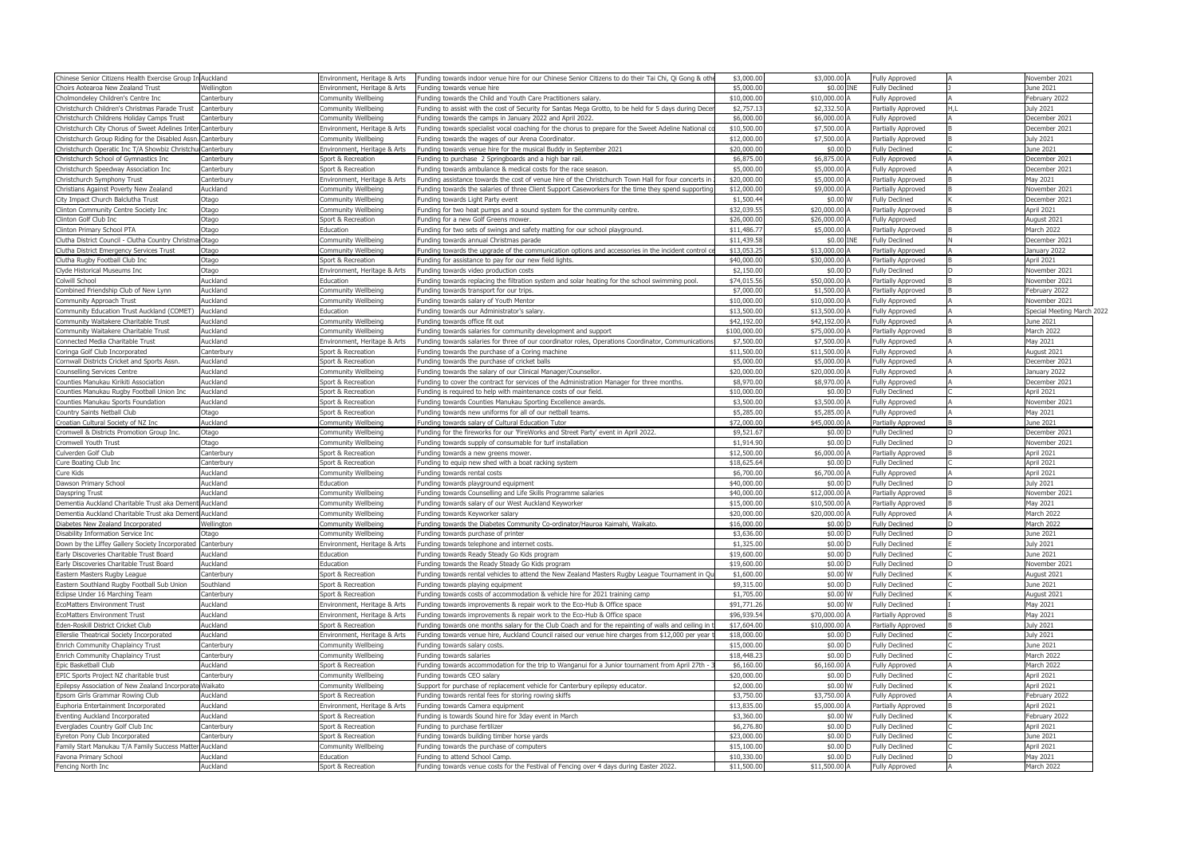| | | | | | | | | |
|---|---|---|---|---|---|---|---|---|
| Chinese Senior Citizens Health Exercise Group In | Auckland | Environment, Heritage & Arts | Funding towards indoor venue hire for our Chinese Senior Citizens to do their Tai Chi, Qi Gong & othe | $3,000.00 | $3,000.00 A | Fully Approved | A | November 2021 |
| Choirs Aotearoa New Zealand Trust | Wellington | Environment, Heritage & Arts | Funding towards venue hire | $5,000.00 | $0.00 INE | Fully Declined | J | June 2021 |
| Cholmondeley Children's Centre Inc | Canterbury | Community Wellbeing | Funding towards the Child and Youth Care Practitioners salary. | $10,000.00 | $10,000.00 A | Fully Approved | A | February 2022 |
| Christchurch Children's Christmas Parade Trust | Canterbury | Community Wellbeing | Funding to assist with the cost of Security for Santas Mega Grotto, to be held for 5 days during Decer | $2,757.13 | $2,332.50 A | Partially Approved | H,L | July 2021 |
| Christchurch Childrens Holiday Camps Trust | Canterbury | Community Wellbeing | Funding towards the camps in January 2022 and April 2022. | $6,000.00 | $6,000.00 A | Fully Approved | A | December 2021 |
| Christchurch City Chorus of Sweet Adelines Inter | Canterbury | Environment, Heritage & Arts | Funding towards specialist vocal coaching for the chorus to prepare for the Sweet Adeline National co | $10,500.00 | $7,500.00 A | Partially Approved | B | December 2021 |
| Christchurch Group Riding for the Disabled Assn. | Canterbury | Community Wellbeing | Funding towards the wages of our Arena Coordinator. | $12,000.00 | $7,500.00 A | Partially Approved | B | July 2021 |
| Christchurch Operatic Inc T/A Showbiz Christchu | Canterbury | Environment, Heritage & Arts | Funding towards venue hire for the musical Buddy in September 2021 | $20,000.00 | $0.00 D | Fully Declined | C | June 2021 |
| Christchurch School of Gymnastics Inc | Canterbury | Sport & Recreation | Funding to purchase 2 Springboards and a high bar rail. | $6,875.00 | $6,875.00 A | Fully Approved | A | December 2021 |
| Christchurch Speedway Association Inc | Canterbury | Sport & Recreation | Funding towards ambulance & medical costs for the race season. | $5,000.00 | $5,000.00 A | Fully Approved | A | December 2021 |
| Christchurch Symphony Trust | Canterbury | Environment, Heritage & Arts | Funding assistance towards the cost of venue hire of the Christchurch Town Hall for four concerts in | $20,000.00 | $5,000.00 A | Partially Approved | B | May 2021 |
| Christians Against Poverty New Zealand | Auckland | Community Wellbeing | Funding towards the salaries of three Client Support Caseworkers for the time they spend supporting | $12,000.00 | $9,000.00 A | Partially Approved | B | November 2021 |
| City Impact Church Balclutha Trust | Otago | Community Wellbeing | Funding towards Light Party event | $1,500.44 | $0.00 W | Fully Declined | K | December 2021 |
| Clinton Community Centre Society Inc | Otago | Community Wellbeing | Funding for two heat pumps and a sound system for the community centre. | $32,039.55 | $20,000.00 A | Partially Approved | B | April 2021 |
| Clinton Golf Club Inc | Otago | Sport & Recreation | Funding for a new Golf Greens mower. | $26,000.00 | $26,000.00 A | Fully Approved | | August 2021 |
| Clinton Primary School PTA | Otago | Education | Funding for two sets of swings and safety matting for our school playground. | $11,486.77 | $5,000.00 A | Partially Approved | B | March 2022 |
| Clutha District Council - Clutha Country Christmas | Otago | Community Wellbeing | Funding towards annual Christmas parade | $11,439.58 | $0.00 INE | Fully Declined | N | December 2021 |
| Clutha District Emergency Services Trust | Otago | Community Wellbeing | Funding towards the upgrade of the communication options and accessories in the incident control ce | $13,053.25 | $13,000.00 A | Partially Approved | A | January 2022 |
| Clutha Rugby Football Club Inc | Otago | Sport & Recreation | Funding for assistance to pay for our new field lights. | $40,000.00 | $30,000.00 A | Partially Approved | B | April 2021 |
| Clyde Historical Museums Inc | Otago | Environment, Heritage & Arts | Funding towards video production costs | $2,150.00 | $0.00 D | Fully Declined | D | November 2021 |
| Colwill School | Auckland | Education | Funding towards replacing the filtration system and solar heating for the school swimming pool. | $74,015.56 | $50,000.00 A | Partially Approved | B | November 2021 |
| Combined Friendship Club of New Lynn | Auckland | Community Wellbeing | Funding towards transport for our trips. | $7,000.00 | $1,500.00 A | Partially Approved | B | February 2022 |
| Community Approach Trust | Auckland | Community Wellbeing | Funding towards salary of Youth Mentor | $10,000.00 | $10,000.00 A | Fully Approved | A | November 2021 |
| Community Education Trust Auckland (COMET) | Auckland | Education | Funding towards our Administrator's salary. | $13,500.00 | $13,500.00 A | Fully Approved | A | Special Meeting March 2022 |
| Community Waitakere Charitable Trust | Auckland | Community Wellbeing | Funding towards office fit out | $42,192.00 | $42,192.00 A | Fully Approved | A | June 2021 |
| Community Waitakere Charitable Trust | Auckland | Community Wellbeing | Funding towards salaries for community development and support | $100,000.00 | $75,000.00 A | Partially Approved | B | March 2022 |
| Connected Media Charitable Trust | Auckland | Environment, Heritage & Arts | Funding towards salaries for three of our coordinator roles, Operations Coordinator, Communications | $7,500.00 | $7,500.00 A | Fully Approved | A | May 2021 |
| Coringa Golf Club Incorporated | Canterbury | Sport & Recreation | Funding towards the purchase of a Coring machine | $11,500.00 | $11,500.00 A | Fully Approved | A | August 2021 |
| Cornwall Districts Cricket and Sports Assn. | Auckland | Sport & Recreation | Funding towards the purchase of cricket balls | $5,000.00 | $5,000.00 A | Fully Approved | A | December 2021 |
| Counselling Services Centre | Auckland | Community Wellbeing | Funding towards the salary of our Clinical Manager/Counsellor. | $20,000.00 | $20,000.00 A | Fully Approved | A | January 2022 |
| Counties Manukau Kirikiti Association | Auckland | Sport & Recreation | Funding to cover the contract for services of the Administration Manager for three months. | $8,970.00 | $8,970.00 A | Fully Approved | A | December 2021 |
| Counties Manukau Rugby Football Union Inc | Auckland | Sport & Recreation | Funding is required to help with maintenance costs of our field. | $10,000.00 | $0.00 D | Fully Declined | C | April 2021 |
| Counties Manukau Sports Foundation | Auckland | Sport & Recreation | Funding towards Counties Manukau Sporting Excellence awards. | $3,500.00 | $3,500.00 A | Fully Approved | A | November 2021 |
| Country Saints Netball Club | Otago | Sport & Recreation | Funding towards new uniforms for all of our netball teams. | $5,285.00 | $5,285.00 A | Fully Approved | A | May 2021 |
| Croatian Cultural Society of NZ Inc | Auckland | Community Wellbeing | Funding towards salary of Cultural Education Tutor | $72,000.00 | $45,000.00 A | Partially Approved | B | June 2021 |
| Cromwell & Districts Promotion Group Inc. | Otago | Community Wellbeing | Funding for the fireworks for our 'FireWorks and Street Party' event in April 2022. | $9,521.67 | $0.00 D | Fully Declined | D | December 2021 |
| Cromwell Youth Trust | Otago | Community Wellbeing | Funding towards supply of consumable for turf installation | $1,914.90 | $0.00 D | Fully Declined | D | November 2021 |
| Culverden Golf Club | Canterbury | Sport & Recreation | Funding towards a new greens mower. | $12,500.00 | $6,000.00 A | Partially Approved | B | April 2021 |
| Cure Boating Club Inc | Canterbury | Sport & Recreation | Funding to equip new shed with a boat racking system | $18,625.64 | $0.00 D | Fully Declined | C | April 2021 |
| Cure Kids | Auckland | Community Wellbeing | Funding towards rental costs | $6,700.00 | $6,700.00 A | Fully Approved | A | April 2021 |
| Dawson Primary School | Auckland | Education | Funding towards playground equipment | $40,000.00 | $0.00 D | Fully Declined | D | July 2021 |
| Dayspring Trust | Auckland | Community Wellbeing | Funding towards Counselling and Life Skills Programme salaries | $40,000.00 | $12,000.00 A | Partially Approved | B | November 2021 |
| Dementia Auckland Charitable Trust aka Dementi | Auckland | Community Wellbeing | Funding towards salary of our West Auckland Keyworker | $15,000.00 | $10,500.00 A | Partially Approved | B | May 2021 |
| Dementia Auckland Charitable Trust aka Dementi | Auckland | Community Wellbeing | Funding towards Keyworker salary | $20,000.00 | $20,000.00 A | Fully Approved | A | March 2022 |
| Diabetes New Zealand Incorporated | Wellington | Community Wellbeing | Funding towards the Diabetes Community Co-ordinator/Hauroa Kaimahi, Waikato. | $16,000.00 | $0.00 D | Fully Declined | D | March 2022 |
| Disability Information Service Inc | Otago | Community Wellbeing | Funding towards purchase of printer | $3,636.00 | $0.00 D | Fully Declined | D | June 2021 |
| Down by the Liffey Gallery Society Incorporated | Canterbury | Environment, Heritage & Arts | Funding towards telephone and internet costs. | $1,325.00 | $0.00 D | Fully Declined | E | July 2021 |
| Early Discoveries Charitable Trust Board | Auckland | Education | Funding towards Ready Steady Go Kids program | $19,600.00 | $0.00 D | Fully Declined | C | June 2021 |
| Early Discoveries Charitable Trust Board | Auckland | Education | Funding towards the Ready Steady Go Kids program | $19,600.00 | $0.00 D | Fully Declined | D | November 2021 |
| Eastern Masters Rugby League | Canterbury | Sport & Recreation | Funding towards rental vehicles to attend the New Zealand Masters Rugby League Tournament in Qu | $1,600.00 | $0.00 W | Fully Declined | K | August 2021 |
| Eastern Southland Rugby Football Sub Union | Southland | Sport & Recreation | Funding towards playing equipment | $9,315.00 | $0.00 D | Fully Declined | C | June 2021 |
| Eclipse Under 16 Marching Team | Canterbury | Sport & Recreation | Funding towards costs of accommodation & vehicle hire for 2021 training camp | $1,705.00 | $0.00 W | Fully Declined | K | August 2021 |
| EcoMatters Environment Trust | Auckland | Environment, Heritage & Arts | Funding towards improvements & repair work to the Eco-Hub & Office space | $91,771.26 | $0.00 W | Fully Declined | I | May 2021 |
| EcoMatters Environment Trust | Auckland | Environment, Heritage & Arts | Funding towards improvements & repair work to the Eco-Hub & Office space | $96,939.54 | $70,000.00 A | Partially Approved | B | May 2021 |
| Eden-Roskill District Cricket Club | Auckland | Sport & Recreation | Funding towards one months salary for the Club Coach and for the repainting of walls and ceiling in t | $17,604.00 | $10,000.00 A | Partially Approved | B | July 2021 |
| Ellerslie Theatrical Society Incorporated | Auckland | Environment, Heritage & Arts | Funding towards venue hire, Auckland Council raised our venue hire charges from $12,000 per year t | $18,000.00 | $0.00 D | Fully Declined | C | July 2021 |
| Enrich Community Chaplaincy Trust | Canterbury | Community Wellbeing | Funding towards salary costs. | $15,000.00 | $0.00 D | Fully Declined | C | June 2021 |
| Enrich Community Chaplaincy Trust | Canterbury | Community Wellbeing | Funding towards salaries | $18,448.23 | $0.00 D | Fully Declined | C | March 2022 |
| Epic Basketball Club | Auckland | Sport & Recreation | Funding towards accommodation for the trip to Wanganui for a Junior tournament from April 27th - 3 | $6,160.00 | $6,160.00 A | Fully Approved | A | March 2022 |
| EPIC Sports Project NZ charitable trust | Canterbury | Community Wellbeing | Funding towards CEO salary | $20,000.00 | $0.00 D | Fully Declined | C | April 2021 |
| Epilepsy Association of New Zealand Incorporate | Waikato | Community Wellbeing | Support for purchase of replacement vehicle for Canterbury epilepsy educator. | $2,000.00 | $0.00 W | Fully Declined | K | April 2021 |
| Epsom Girls Grammar Rowing Club | Auckland | Sport & Recreation | Funding towards rental fees for storing rowing skiffs | $3,750.00 | $3,750.00 A | Fully Approved | A | February 2022 |
| Euphoria Entertainment Incorporated | Auckland | Environment, Heritage & Arts | Funding towards Camera equipment | $13,835.00 | $5,000.00 A | Partially Approved | B | April 2021 |
| Eventing Auckland Incorporated | Auckland | Sport & Recreation | Funding is towards Sound hire for 3day event in March | $3,360.00 | $0.00 W | Fully Declined | K | February 2022 |
| Everglades Country Golf Club Inc | Canterbury | Sport & Recreation | Funding to purchase fertilizer | $6,276.80 | $0.00 D | Fully Declined | C | April 2021 |
| Eyreton Pony Club Incorporated | Canterbury | Sport & Recreation | Funding towards building timber horse yards | $23,000.00 | $0.00 D | Fully Declined | C | June 2021 |
| Family Start Manukau T/A Family Success Matter | Auckland | Community Wellbeing | Funding towards the purchase of computers | $15,100.00 | $0.00 D | Fully Declined | C | April 2021 |
| Favona Primary School | Auckland | Education | Funding to attend School Camp. | $10,330.00 | $0.00 D | Fully Declined | D | May 2021 |
| Fencing North Inc | Auckland | Sport & Recreation | Funding towards venue costs for the Festival of Fencing over 4 days during Easter 2022. | $11,500.00 | $11,500.00 A | Fully Approved | A | March 2022 |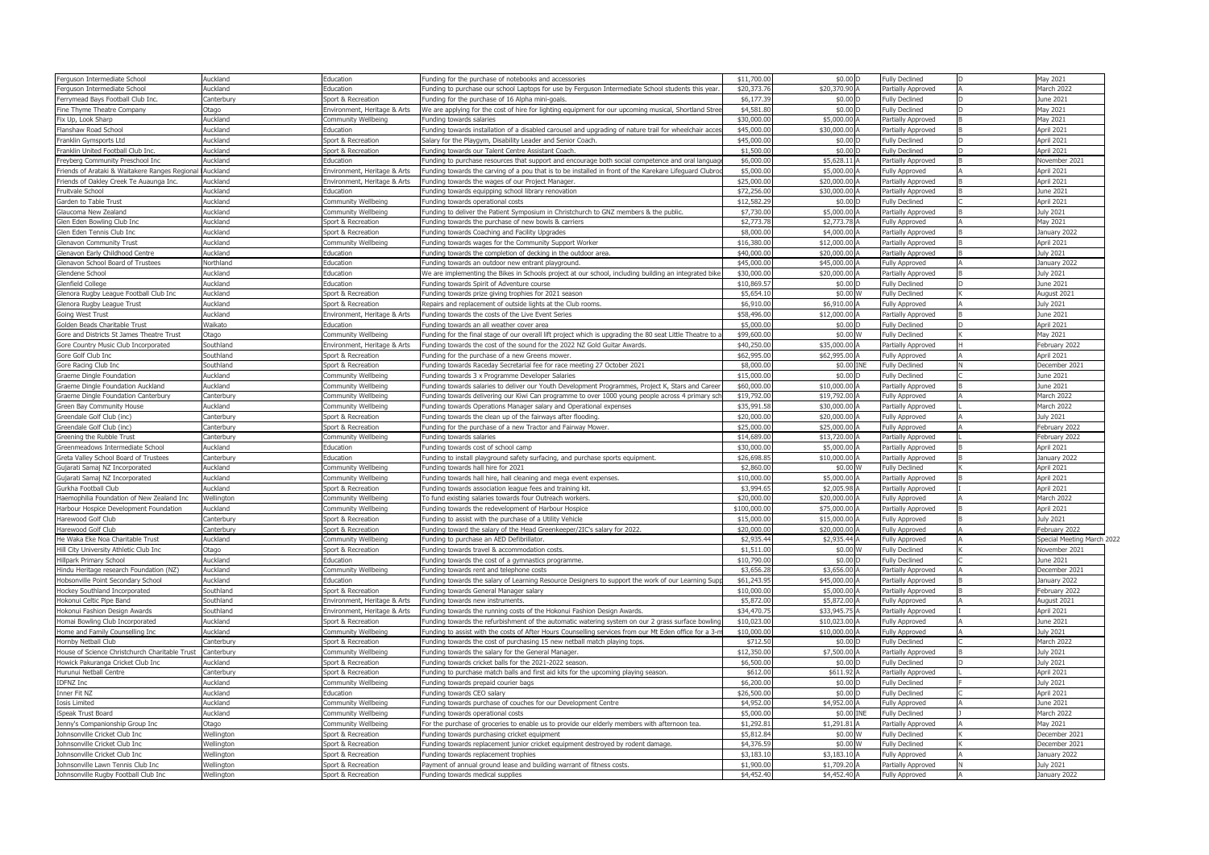| Ferguson Intermediate School | Auckland | Education | Funding for the purchase of notebooks and accessories | $11,700.00 | $0.00 | D | Fully Declined | D | May 2021 |
|---|---|---|---|---|---|---|---|---|---|
| Ferguson Intermediate School | Auckland | Education | Funding to purchase our school Laptops for use by Ferguson Intermediate School students this year. | $20,373.76 | $20,370.90 | A | Partially Approved | A | March 2022 |
| Ferrymead Bays Football Club Inc. | Canterbury | Sport & Recreation | Funding for the purchase of 16 Alpha mini-goals. | $6,177.39 | $0.00 | D | Fully Declined | D | June 2021 |
| Fine Thyme Theatre Company | Otago | Environment, Heritage & Arts | We are applying for the cost of hire for lighting equipment for our upcoming musical, Shortland Stree | $4,581.80 | $0.00 | D | Fully Declined | D | May 2021 |
| Fix Up, Look Sharp | Auckland | Community Wellbeing | Funding towards salaries | $30,000.00 | $5,000.00 | A | Partially Approved | B | May 2021 |
| Flanshaw Road School | Auckland | Education | Funding towards installation of a disabled carousel and upgrading of nature trail for wheelchair acces | $45,000.00 | $30,000.00 | A | Partially Approved | B | April 2021 |
| Franklin Gymsports Ltd | Auckland | Sport & Recreation | Salary for the Playgym, Disability Leader and Senior Coach. | $45,000.00 | $0.00 | D | Fully Declined | D | April 2021 |
| Franklin United Football Club Inc. | Auckland | Sport & Recreation | Funding towards our Talent Centre Assistant Coach. | $1,500.00 | $0.00 | D | Fully Declined | D | April 2021 |
| Freyberg Community Preschool Inc | Auckland | Education | Funding to purchase resources that support and encourage both social competence and oral languag | $6,000.00 | $5,628.11 | A | Partially Approved | B | November 2021 |
| Friends of Arataki & Waitakere Ranges Regional | Auckland | Environment, Heritage & Arts | Funding towards the carving of a pou that is to be installed in front of the Karekare Lifeguard Clubro | $5,000.00 | $5,000.00 | A | Fully Approved | A | April 2021 |
| Friends of Oakley Creek Te Auaunga Inc. | Auckland | Environment, Heritage & Arts | Funding towards the wages of our Project Manager. | $25,000.00 | $20,000.00 | A | Partially Approved | B | April 2021 |
| Fruitvale School | Auckland | Education | Funding towards equipping school library renovation | $72,256.00 | $30,000.00 | A | Partially Approved | B | June 2021 |
| Garden to Table Trust | Auckland | Community Wellbeing | Funding towards operational costs | $12,582.29 | $0.00 | D | Fully Declined | C | April 2021 |
| Glaucoma New Zealand | Auckland | Community Wellbeing | Funding to deliver the Patient Symposium in Christchurch to GNZ members & the public. | $7,730.00 | $5,000.00 | A | Partially Approved | B | July 2021 |
| Glen Eden Bowling Club Inc | Auckland | Sport & Recreation | Funding towards the purchase of new bowls & carriers | $2,773.78 | $2,773.78 | A | Fully Approved | A | May 2021 |
| Glen Eden Tennis Club Inc | Auckland | Sport & Recreation | Funding towards Coaching and Facility Upgrades | $8,000.00 | $4,000.00 | A | Partially Approved | B | January 2022 |
| Glenavon Community Trust | Auckland | Community Wellbeing | Funding towards wages for the Community Support Worker | $16,380.00 | $12,000.00 | A | Partially Approved | B | April 2021 |
| Glenavon Early Childhood Centre | Auckland | Education | Funding towards the completion of decking in the outdoor area. | $40,000.00 | $20,000.00 | A | Partially Approved | B | July 2021 |
| Glenavon School Board of Trustees | Northland | Education | Funding towards an outdoor new entrant playground. | $45,000.00 | $45,000.00 | A | Fully Approved | A | January 2022 |
| Glendene School | Auckland | Education | We are implementing the Bikes in Schools project at our school, including building an integrated bike | $30,000.00 | $20,000.00 | A | Partially Approved | B | July 2021 |
| Glenfield College | Auckland | Education | Funding towards Spirit of Adventure course | $10,869.57 | $0.00 | D | Fully Declined | D | June 2021 |
| Glenora Rugby League Football Club Inc | Auckland | Sport & Recreation | Funding towards prize giving trophies for 2021 season | $5,654.10 | $0.00 | W | Fully Declined | K | August 2021 |
| Glenora Rugby League Trust | Auckland | Sport & Recreation | Repairs and replacement of outside lights at the Club rooms. | $6,910.00 | $6,910.00 | A | Fully Approved | A | July 2021 |
| Going West Trust | Auckland | Environment, Heritage & Arts | Funding towards the costs of the Live Event Series | $58,496.00 | $12,000.00 | A | Partially Approved | B | June 2021 |
| Golden Beads Charitable Trust | Waikato | Education | Funding towards an all weather cover area | $5,000.00 | $0.00 | D | Fully Declined | D | April 2021 |
| Gore and Districts St James Theatre Trust | Otago | Community Wellbeing | Funding for the final stage of our overall lift project which is upgrading the 80 seat Little Theatre to a | $99,600.00 | $0.00 | W | Fully Declined | K | May 2021 |
| Gore Country Music Club Incorporated | Southland | Environment, Heritage & Arts | Funding towards the cost of the sound for the 2022 NZ Gold Guitar Awards. | $40,250.00 | $35,000.00 | A | Partially Approved | H | February 2022 |
| Gore Golf Club Inc | Southland | Sport & Recreation | Funding for the purchase of a new Greens mower. | $62,995.00 | $62,995.00 | A | Fully Approved | A | April 2021 |
| Gore Racing Club Inc | Southland | Sport & Recreation | Funding towards Raceday Secretarial fee for race meeting 27 October 2021 | $8,000.00 | $0.00 | INE | Fully Declined | N | December 2021 |
| Graeme Dingle Foundation | Auckland | Community Wellbeing | Funding towards 3 x Programme Developer Salaries | $15,000.00 | $0.00 | D | Fully Declined | C | June 2021 |
| Graeme Dingle Foundation Auckland | Auckland | Community Wellbeing | Funding towards salaries to deliver our Youth Development Programmes, Project K, Stars and Career | $60,000.00 | $10,000.00 | A | Partially Approved | B | June 2021 |
| Graeme Dingle Foundation Canterbury | Canterbury | Community Wellbeing | Funding towards delivering our Kiwi Can programme to over 1000 young people across 4 primary sch | $19,792.00 | $19,792.00 | A | Fully Approved | A | March 2022 |
| Green Bay Community House | Auckland | Community Wellbeing | Funding towards Operations Manager salary and Operational expenses | $35,991.58 | $30,000.00 | A | Partially Approved | L | March 2022 |
| Greendale Golf Club (inc) | Canterbury | Sport & Recreation | Funding towards the clean up of the fairways after flooding. | $20,000.00 | $20,000.00 | A | Fully Approved | A | July 2021 |
| Greendale Golf Club (inc) | Canterbury | Sport & Recreation | Funding for the purchase of a new Tractor and Fairway Mower. | $25,000.00 | $25,000.00 | A | Fully Approved | A | February 2022 |
| Greening the Rubble Trust | Canterbury | Community Wellbeing | Funding towards salaries | $14,689.00 | $13,720.00 | A | Partially Approved | L | February 2022 |
| Greenmeadows Intermediate School | Auckland | Education | Funding towards cost of school camp | $30,000.00 | $5,000.00 | A | Partially Approved | B | April 2021 |
| Greta Valley School Board of Trustees | Canterbury | Education | Funding to install playground safety surfacing, and purchase sports equipment. | $26,698.85 | $10,000.00 | A | Partially Approved | B | January 2022 |
| Gujarati Samaj NZ Incorporated | Auckland | Community Wellbeing | Funding towards hall hire for 2021 | $2,860.00 | $0.00 | W | Fully Declined | K | April 2021 |
| Gujarati Samaj NZ Incorporated | Auckland | Community Wellbeing | Funding towards hall hire, hall cleaning and mega event expenses. | $10,000.00 | $5,000.00 | A | Partially Approved | B | April 2021 |
| Gurkha Football Club | Auckland | Sport & Recreation | Funding towards association league fees and training kit. | $3,994.65 | $2,005.98 | A | Partially Approved | I | April 2021 |
| Haemophilia Foundation of New Zealand Inc | Wellington | Community Wellbeing | To fund existing salaries towards four Outreach workers. | $20,000.00 | $20,000.00 | A | Fully Approved | A | March 2022 |
| Harbour Hospice Development Foundation | Auckland | Community Wellbeing | Funding towards the redevelopment of Harbour Hospice | $100,000.00 | $75,000.00 | A | Partially Approved | B | April 2021 |
| Harewood Golf Club | Canterbury | Sport & Recreation | Funding to assist with the purchase of a Utility Vehicle | $15,000.00 | $15,000.00 | A | Fully Approved | B | July 2021 |
| Harewood Golf Club | Canterbury | Sport & Recreation | Funding toward the salary of the Head Greenkeeper/2IC's salary for 2022. | $20,000.00 | $20,000.00 | A | Fully Approved | A | February 2022 |
| He Waka Eke Noa Charitable Trust | Auckland | Community Wellbeing | Funding to purchase an AED Defibrillator. | $2,935.44 | $2,935.44 | A | Fully Approved | A | Special Meeting March 2022 |
| Hill City University Athletic Club Inc | Otago | Sport & Recreation | Funding towards travel & accommodation costs. | $1,511.00 | $0.00 | W | Fully Declined | K | November 2021 |
| Hillpark Primary School | Auckland | Education | Funding towards the cost of a gymnastics programme. | $10,790.00 | $0.00 | D | Fully Declined | C | June 2021 |
| Hindu Heritage research Foundation (NZ) | Auckland | Community Wellbeing | Funding towards rent and telephone costs | $3,656.28 | $3,656.00 | A | Partially Approved | A | December 2021 |
| Hobsonville Point Secondary School | Auckland | Education | Funding towards the salary of Learning Resource Designers to support the work of our Learning Supp | $61,243.95 | $45,000.00 | A | Partially Approved | B | January 2022 |
| Hockey Southland Incorporated | Southland | Sport & Recreation | Funding towards General Manager salary | $10,000.00 | $5,000.00 | A | Partially Approved | B | February 2022 |
| Hokonui Celtic Pipe Band | Southland | Environment, Heritage & Arts | Funding towards new instruments. | $5,872.00 | $5,872.00 | A | Fully Approved | A | August 2021 |
| Hokonui Fashion Design Awards | Southland | Environment, Heritage & Arts | Funding towards the running costs of the Hokonui Fashion Design Awards. | $34,470.75 | $33,945.75 | A | Partially Approved | I | April 2021 |
| Homai Bowling Club Incorporated | Auckland | Sport & Recreation | Funding towards the refurbishment of the automatic watering system on our 2 grass surface bowling | $10,023.00 | $10,023.00 | A | Fully Approved | A | June 2021 |
| Home and Family Counselling Inc | Auckland | Community Wellbeing | Funding to assist with the costs of After Hours Counselling services from our Mt Eden office for a 3-m | $10,000.00 | $10,000.00 | A | Fully Approved | A | July 2021 |
| Hornby Netball Club | Canterbury | Sport & Recreation | Funding towards the cost of purchasing 15 new netball match playing tops. | $712.50 | $0.00 | D | Fully Declined | C | March 2022 |
| House of Science Christchurch Charitable Trust | Canterbury | Community Wellbeing | Funding towards the salary for the General Manager. | $12,350.00 | $7,500.00 | A | Partially Approved | B | July 2021 |
| Howick Pakuranga Cricket Club Inc | Auckland | Sport & Recreation | Funding towards cricket balls for the 2021-2022 season. | $6,500.00 | $0.00 | D | Fully Declined | D | July 2021 |
| Hurunui Netball Centre | Canterbury | Sport & Recreation | Funding to purchase match balls and first aid kits for the upcoming playing season. | $612.00 | $611.92 | A | Partially Approved | L | April 2021 |
| IDFNZ Inc | Auckland | Community Wellbeing | Funding towards prepaid courier bags | $6,200.00 | $0.00 | D | Fully Declined | F | July 2021 |
| Inner Fit NZ | Auckland | Education | Funding towards CEO salary | $26,500.00 | $0.00 | D | Fully Declined | C | April 2021 |
| Iosis Limited | Auckland | Community Wellbeing | Funding towards purchase of couches for our Development Centre | $4,952.00 | $4,952.00 | A | Fully Approved | A | June 2021 |
| iSpeak Trust Board | Auckland | Community Wellbeing | Funding towards operational costs | $5,000.00 | $0.00 | INE | Fully Declined | J | March 2022 |
| Jenny's Companionship Group Inc | Otago | Community Wellbeing | For the purchase of groceries to enable us to provide our elderly members with afternoon tea. | $1,292.81 | $1,291.81 | A | Partially Approved | A | May 2021 |
| Johnsonville Cricket Club Inc | Wellington | Sport & Recreation | Funding towards purchasing cricket equipment | $5,812.84 | $0.00 | W | Fully Declined | K | December 2021 |
| Johnsonville Cricket Club Inc | Wellington | Sport & Recreation | Funding towards replacement junior cricket equipment destroyed by rodent damage. | $4,376.59 | $0.00 | W | Fully Declined | K | December 2021 |
| Johnsonville Cricket Club Inc | Wellington | Sport & Recreation | Funding towards replacement trophies | $3,183.10 | $3,183.10 | A | Fully Approved | A | January 2022 |
| Johnsonville Lawn Tennis Club Inc | Wellington | Sport & Recreation | Payment of annual ground lease and building warrant of fitness costs. | $1,900.00 | $1,709.20 | A | Partially Approved | N | July 2021 |
| Johnsonville Rugby Football Club Inc | Wellington | Sport & Recreation | Funding towards medical supplies | $4,452.40 | $4,452.40 | A | Fully Approved | A | January 2022 |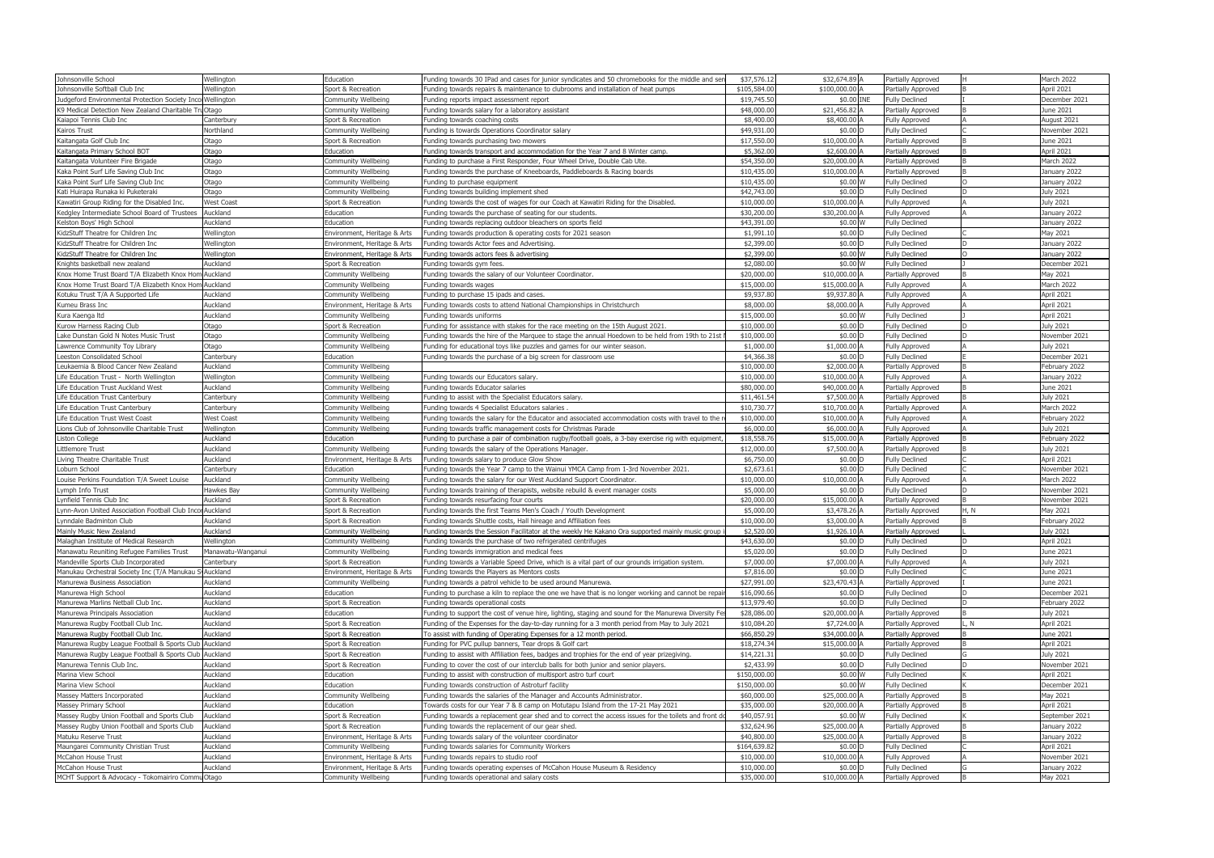| | | | | | | | | | |
|---|---|---|---|---|---|---|---|---|---|
| Johnsonville School | Wellington | Education | Funding towards 30 IPad and cases for junior syndicates and 50 chromebooks for the middle and sen | $37,576.12 | $32,674.89 | A | Partially Approved | H | March 2022 |
| Johnsonville Softball Club Inc | Wellington | Sport & Recreation | Funding towards repairs & maintenance to clubrooms and installation of heat pumps | $105,584.00 | $100,000.00 | A | Partially Approved | B | April 2021 |
| Judgeford Environmental Protection Society Incor | Wellington | Community Wellbeing | Funding reports impact assessment report | $19,745.50 | $0.00 | INE | Fully Declined | I | December 2021 |
| K9 Medical Detection New Zealand Charitable Tru | Otago | Community Wellbeing | Funding towards salary for a laboratory assistant | $48,000.00 | $21,456.82 | A | Partially Approved | B | June 2021 |
| Kaiapoi Tennis Club Inc | Canterbury | Sport & Recreation | Funding towards coaching costs | $8,400.00 | $8,400.00 | A | Fully Approved | A | August 2021 |
| Kairos Trust | Northland | Community Wellbeing | Funding is towards Operations Coordinator salary | $49,931.00 | $0.00 | D | Fully Declined | C | November 2021 |
| Kaitangata Golf Club Inc | Otago | Sport & Recreation | Funding towards purchasing two mowers | $17,550.00 | $10,000.00 | A | Partially Approved | B | June 2021 |
| Kaitangata Primary School BOT | Otago | Education | Funding towards transport and accommodation for the Year 7 and 8 Winter camp. | $5,362.00 | $2,600.00 | A | Partially Approved | B | April 2021 |
| Kaitangata Volunteer Fire Brigade | Otago | Community Wellbeing | Funding to purchase a First Responder, Four Wheel Drive, Double Cab Ute. | $54,350.00 | $20,000.00 | A | Partially Approved | B | March 2022 |
| Kaka Point Surf Life Saving Club Inc | Otago | Community Wellbeing | Funding towards the purchase of Kneeboards, Paddleboards & Racing boards | $10,435.00 | $10,000.00 | A | Partially Approved | B | January 2022 |
| Kaka Point Surf Life Saving Club Inc | Otago | Community Wellbeing | Funding to purchase equipment | $10,435.00 | $0.00 | W | Fully Declined | O | January 2022 |
| Kati Huirapa Runaka ki Puketeraki | Otago | Community Wellbeing | Funding towards building implement shed | $42,743.00 | $0.00 | D | Fully Declined | D | July 2021 |
| Kawatiri Group Riding for the Disabled Inc. | West Coast | Sport & Recreation | Funding towards the cost of wages for our Coach at Kawatiri Riding for the Disabled. | $10,000.00 | $10,000.00 | A | Fully Approved | A | July 2021 |
| Kedgley Intermediate School Board of Trustees | Auckland | Education | Funding towards the purchase of seating for our students. | $30,200.00 | $30,200.00 | A | Fully Approved | A | January 2022 |
| Kelston Boys' High School | Auckland | Education | Funding towards replacing outdoor bleachers on sports field | $43,391.00 | $0.00 | W | Fully Declined | | January 2022 |
| KidzStuff Theatre for Children Inc | Wellington | Environment, Heritage & Arts | Funding towards production & operating costs for 2021 season | $1,991.10 | $0.00 | D | Fully Declined | C | May 2021 |
| KidzStuff Theatre for Children Inc | Wellington | Environment, Heritage & Arts | Funding towards Actor fees and Advertising. | $2,399.00 | $0.00 | D | Fully Declined | D | January 2022 |
| KidzStuff Theatre for Children Inc | Wellington | Environment, Heritage & Arts | Funding towards actors fees & advertising | $2,399.00 | $0.00 | W | Fully Declined | O | January 2022 |
| Knights basketball new zealand | Auckland | Sport & Recreation | Funding towards gym fees. | $2,080.00 | $0.00 | W | Fully Declined | J | December 2021 |
| Knox Home Trust Board T/A Elizabeth Knox Hom | Auckland | Community Wellbeing | Funding towards the salary of our Volunteer Coordinator. | $20,000.00 | $10,000.00 | A | Partially Approved | B | May 2021 |
| Knox Home Trust Board T/A Elizabeth Knox Hom | Auckland | Community Wellbeing | Funding towards wages | $15,000.00 | $15,000.00 | A | Fully Approved | A | March 2022 |
| Kotuku Trust T/A A Supported Life | Auckland | Community Wellbeing | Funding to purchase 15 ipads and cases. | $9,937.80 | $9,937.80 | A | Fully Approved | A | April 2021 |
| Kumeu Brass Inc | Auckland | Environment, Heritage & Arts | Funding towards costs to attend National Championships in Christchurch | $8,000.00 | $8,000.00 | A | Fully Approved | A | April 2021 |
| Kura Kaenga ltd | Auckland | Community Wellbeing | Funding towards uniforms | $15,000.00 | $0.00 | W | Fully Declined | J | April 2021 |
| Kurow Harness Racing Club | Otago | Sport & Recreation | Funding for assistance with stakes for the race meeting on the 15th August 2021. | $10,000.00 | $0.00 | D | Fully Declined | D | July 2021 |
| Lake Dunstan Gold N Notes Music Trust | Otago | Community Wellbeing | Funding towards the hire of the Marquee to stage the annual Hoedown to be held from 19th to 21st | $10,000.00 | $0.00 | D | Fully Declined | D | November 2021 |
| Lawrence Community Toy Library | Otago | Community Wellbeing | Funding for educational toys like puzzles and games for our winter season. | $1,000.00 | $1,000.00 | A | Fully Approved | A | July 2021 |
| Leeston Consolidated School | Canterbury | Education | Funding towards the purchase of a big screen for classroom use | $4,366.38 | $0.00 | D | Fully Declined | E | December 2021 |
| Leukaemia & Blood Cancer New Zealand | Auckland | Community Wellbeing | | $10,000.00 | $2,000.00 | A | Partially Approved | B | February 2022 |
| Life Education Trust - North Wellington | Wellington | Community Wellbeing | Funding towards our Educators salary. | $10,000.00 | $10,000.00 | A | Fully Approved | A | January 2022 |
| Life Education Trust Auckland West | Auckland | Community Wellbeing | Funding towards Educator salaries | $80,000.00 | $40,000.00 | A | Partially Approved | B | June 2021 |
| Life Education Trust Canterbury | Canterbury | Community Wellbeing | Funding to assist with the Specialist Educators salary. | $11,461.54 | $7,500.00 | A | Partially Approved | B | July 2021 |
| Life Education Trust Canterbury | Canterbury | Community Wellbeing | Funding towards 4 Specialist Educators salaries . | $10,730.77 | $10,700.00 | A | Partially Approved | A | March 2022 |
| Life Education Trust West Coast | West Coast | Community Wellbeing | Funding towards the salary for the Educator and associated accommodation costs with travel to the r | $10,000.00 | $10,000.00 | A | Fully Approved | A | February 2022 |
| Lions Club of Johnsonville Charitable Trust | Wellington | Community Wellbeing | Funding towards traffic management costs for Christmas Parade | $6,000.00 | $6,000.00 | A | Fully Approved | A | July 2021 |
| Liston College | Auckland | Education | Funding to purchase a pair of combination rugby/football goals, a 3-bay exercise rig with equipment, | $18,558.76 | $15,000.00 | A | Partially Approved | B | February 2022 |
| Littlemore Trust | Auckland | Community Wellbeing | Funding towards the salary of the Operations Manager. | $12,000.00 | $7,500.00 | A | Partially Approved | B | July 2021 |
| Living Theatre Charitable Trust | Auckland | Environment, Heritage & Arts | Funding towards salary to produce Glow Show | $6,750.00 | $0.00 | D | Fully Declined | C | April 2021 |
| Loburn School | Canterbury | Education | Funding towards the Year 7 camp to the Wainui YMCA Camp from 1-3rd November 2021. | $2,673.61 | $0.00 | D | Fully Declined | C | November 2021 |
| Louise Perkins Foundation T/A Sweet Louise | Auckland | Community Wellbeing | Funding towards the salary for our West Auckland Support Coordinator. | $10,000.00 | $10,000.00 | A | Fully Approved | A | March 2022 |
| Lymph Info Trust | Hawkes Bay | Community Wellbeing | Funding towards training of therapists, website rebuild & event manager costs | $5,000.00 | $0.00 | D | Fully Declined | D | November 2021 |
| Lynfield Tennis Club Inc | Auckland | Sport & Recreation | Funding towards resurfacing four courts | $20,000.00 | $15,000.00 | A | Partially Approved | B | November 2021 |
| Lynn-Avon United Association Football Club Incor | Auckland | Sport & Recreation | Funding towards the first Teams Men's Coach / Youth Development | $5,000.00 | $3,478.26 | A | Partially Approved | H, N | May 2021 |
| Lynndale Badminton Club | Auckland | Sport & Recreation | Funding towards Shuttle costs, Hall hireage and Affiliation fees | $10,000.00 | $3,000.00 | A | Partially Approved | B | February 2022 |
| Mainly Music New Zealand | Auckland | Community Wellbeing | Funding towards the Session Facilitator at the weekly He Kakano Ora supported mainly music group i | $2,520.00 | $1,926.10 | A | Partially Approved | L | July 2021 |
| Malaghan Institute of Medical Research | Wellington | Community Wellbeing | Funding towards the purchase of two refrigerated centrifuges | $43,630.00 | $0.00 | D | Fully Declined | D | April 2021 |
| Manawatu Reuniting Refugee Families Trust | Manawatu-Wanganui | Community Wellbeing | Funding towards immigration and medical fees | $5,020.00 | $0.00 | D | Fully Declined | D | June 2021 |
| Mandeville Sports Club Incorporated | Canterbury | Sport & Recreation | Funding towards a Variable Speed Drive, which is a vital part of our grounds irrigation system. | $7,000.00 | $7,000.00 | A | Fully Approved | A | July 2021 |
| Manukau Orchestral Society Inc (T/A Manukau S | Auckland | Environment, Heritage & Arts | Funding towards the Players as Mentors costs | $7,816.00 | $0.00 | D | Fully Declined | C | June 2021 |
| Manurewa Business Association | Auckland | Community Wellbeing | Funding towards a patrol vehicle to be used around Manurewa. | $27,991.00 | $23,470.43 | A | Partially Approved | I | June 2021 |
| Manurewa High School | Auckland | Education | Funding to purchase a kiln to replace the one we have that is no longer working and cannot be repair | $16,090.66 | $0.00 | D | Fully Declined | D | December 2021 |
| Manurewa Marlins Netball Club Inc. | Auckland | Sport & Recreation | Funding towards operational costs | $13,979.40 | $0.00 | D | Fully Declined | D | February 2022 |
| Manurewa Principals Association | Auckland | Education | Funding to support the cost of venue hire, lighting, staging and sound for the Manurewa Diversity Fes | $28,086.00 | $20,000.00 | A | Partially Approved | B | July 2021 |
| Manurewa Rugby Football Club Inc. | Auckland | Sport & Recreation | Funding of the Expenses for the day-to-day running for a 3 month period from May to July 2021 | $10,084.20 | $7,724.00 | A | Partially Approved | L, N | April 2021 |
| Manurewa Rugby Football Club Inc. | Auckland | Sport & Recreation | To assist with funding of Operating Expenses for a 12 month period. | $66,850.29 | $34,000.00 | A | Partially Approved | B | June 2021 |
| Manurewa Rugby League Football & Sports Club | Auckland | Sport & Recreation | Funding for PVC pullup banners, Tear drops & Golf cart | $18,274.34 | $15,000.00 | A | Partially Approved | B | April 2021 |
| Manurewa Rugby League Football & Sports Club | Auckland | Sport & Recreation | Funding to assist with Affiliation fees, badges and trophies for the end of year prizegiving. | $14,221.31 | $0.00 | D | Fully Declined | G | July 2021 |
| Manurewa Tennis Club Inc. | Auckland | Sport & Recreation | Funding to cover the cost of our interclub balls for both junior and senior players. | $2,433.99 | $0.00 | D | Fully Declined | D | November 2021 |
| Marina View School | Auckland | Education | Funding to assist with construction of multisport astro turf court | $150,000.00 | $0.00 | W | Fully Declined | K | April 2021 |
| Marina View School | Auckland | Education | Funding towards construction of Astroturf facility | $150,000.00 | $0.00 | W | Fully Declined | K | December 2021 |
| Massey Matters Incorporated | Auckland | Community Wellbeing | Funding towards the salaries of the Manager and Accounts Administrator. | $60,000.00 | $25,000.00 | A | Partially Approved | B | May 2021 |
| Massey Primary School | Auckland | Education | Towards costs for our Year 7 & 8 camp on Motutapu Island from the 17-21 May 2021 | $35,000.00 | $20,000.00 | A | Partially Approved | B | April 2021 |
| Massey Rugby Union Football and Sports Club | Auckland | Sport & Recreation | Funding towards a replacement gear shed and to correct the access issues for the toilets and front do | $40,057.91 | $0.00 | W | Fully Declined | K | September 2021 |
| Massey Rugby Union Football and Sports Club | Auckland | Sport & Recreation | Funding towards the replacement of our gear shed. | $32,624.96 | $25,000.00 | A | Partially Approved | B | January 2022 |
| Matuku Reserve Trust | Auckland | Environment, Heritage & Arts | Funding towards salary of the volunteer coordinator | $40,800.00 | $25,000.00 | A | Partially Approved | B | January 2022 |
| Maungarei Community Christian Trust | Auckland | Community Wellbeing | Funding towards salaries for Community Workers | $164,639.82 | $0.00 | D | Fully Declined | C | April 2021 |
| McCahon House Trust | Auckland | Environment, Heritage & Arts | Funding towards repairs to studio roof | $10,000.00 | $10,000.00 | A | Fully Approved | A | November 2021 |
| McCahon House Trust | Auckland | Environment, Heritage & Arts | Funding towards operating expenses of McCahon House Museum & Residency | $10,000.00 | $0.00 | D | Fully Declined | G | January 2022 |
| MCHT Support & Advocacy - Tokomairiro Commu | Otago | Community Wellbeing | Funding towards operational and salary costs | $35,000.00 | $10,000.00 | A | Partially Approved | B | May 2021 |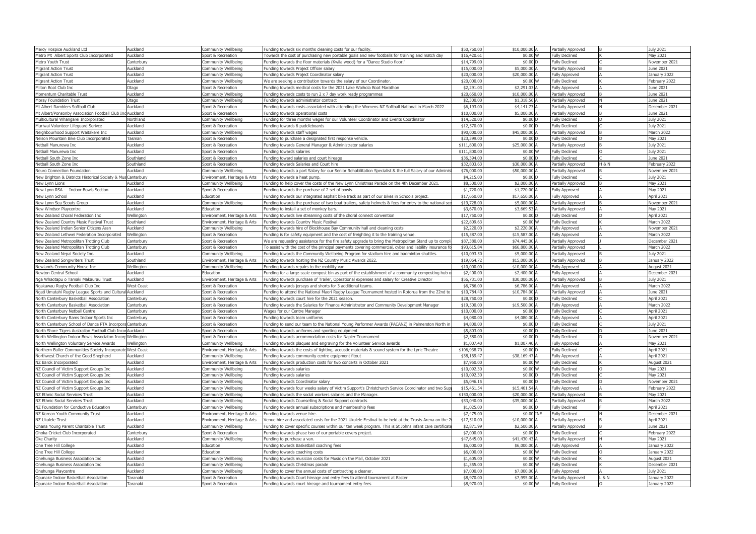| Mercy Hospice Auckland Ltd | Auckland | Community Wellbeing | Funding towards six months cleaning costs for our facility. | $50,760.00 | $10,000.00 | A | Partially Approved | B | July 2021 |
|---|---|---|---|---|---|---|---|---|---|
| Metro Mt Albert Sports Club Incorporated | Auckland | Sport & Recreation | Towards the cost of purchasing new portable goals and new footballs for training and match day | $16,420.61 | $0.00 | W | Fully Declined | K | May 2021 |
| Metro Youth Trust | Canterbury | Community Wellbeing | Funding towards the floor materials (Kwila wood) for a "Dance Studio floor." | $14,799.00 | $0.00 | D | Fully Declined | C | November 2021 |
| Migrant Action Trust | Auckland | Community Wellbeing | Funding towards Project Officer salary | $15,000.00 | $5,000.00 | A | Partially Approved | B | June 2021 |
| Migrant Action Trust | Auckland | Community Wellbeing | Funding towards Project Coordinator salary | $20,000.00 | $20,000.00 | A | Fully Approved | A | January 2022 |
| Migrant Action Trust | Auckland | Community Wellbeing | We are seeking a contribution towards the salary of our Coordinator. | $20,000.00 | $0.00 | W | Fully Declined | K | February 2022 |
| Milton Boat Club Inc | Otago | Sport & Recreation | Funding towards medical costs for the 2021 Lake Waihola Boat Marathon | $2,291.03 | $2,291.03 | A | Fully Approved | A | June 2021 |
| Momentum Charitable Trust | Auckland | Community Wellbeing | Funding towards costs to run 2 x 7 day work ready programmes | $20,650.00 | $10,000.00 | A | Partially Approved | B | June 2021 |
| Moray Foundation Trust | Otago | Community Wellbeing | Funding towards administrator contract | $2,300.00 | $1,318.56 | A | Partially Approved | N | June 2021 |
| Mt Albert Ramblers Softball Club | Auckland | Sport & Recreation | Funding towards costs associated with attending the Womens NZ Softball National in March 2022 | $6,193.00 | $4,141.73 | A | Partially Approved | N | December 2021 |
| Mt Albert/Ponsonby Association Football Club Inc | Auckland | Sport & Recreation | Funding towards operational costs | $10,000.00 | $5,000.00 | A | Partially Approved | B | June 2021 |
| Multicultural Whangarei Incorporated | Northland | Community Wellbeing | Funding for three months wages for our Volunteer Coordinator and Events Coordinator | $14,520.00 | $0.00 | D | Fully Declined | D | July 2021 |
| Muriwai Volunteer Lifeguard Serivce | Auckland | Sport & Recreation | Funding towards 6 paddleboards | $12,570.00 | $0.00 | D | Fully Declined | C | July 2021 |
| Neighbourhood Support Waitakere Inc | Auckland | Community Wellbeing | Funding towards staff wages | $90,000.00 | $45,000.00 | A | Partially Approved | B | March 2022 |
| Nelson Mountain Bike Club Incorporated | Tasman | Sport & Recreation | Funding to purchase a designated first response vehicle. | $23,399.00 | $0.00 | D | Fully Declined | D | May 2021 |
| Netball Manurewa Inc | Auckland | Sport & Recreation | Funding towards General Manager & Administrator salaries | $111,800.00 | $25,000.00 | A | Partially Approved | B | July 2021 |
| Netball Manurewa Inc | Auckland | Sport & Recreation | Funding towards salaries | $111,800.00 | $0.00 | W | Fully Declined | O | July 2021 |
| Netball South Zone Inc | Southland | Sport & Recreation | Funding toward salaries and court hireage | $36,394.00 | $0.00 | D | Fully Declined | C | June 2021 |
| Netball South Zone Inc | Southland | Sport & Recreation | Funding towards Salaries and Court hire | $32,803.63 | $30,000.00 | A | Partially Approved | H & N | February 2022 |
| Neuro Connection Foundation | Auckland | Community Wellbeing | Funding towards a part Salary for our Senior Rehabilitation Specialist & the full Salary of our Administ | $76,000.00 | $50,000.00 | A | Partially Approved | B | November 2021 |
| New Brighton & Districts Historical Society & Mus | Canterbury | Environment, Heritage & Arts | Funding towards a heat pump. | $4,215.00 | $0.00 | D | Fully Declined | C | July 2021 |
| New Lynn Lions | Auckland | Community Wellbeing | Funding to help cover the costs of the New Lynn Christmas Parade on the 4th December 2021. | $8,500.00 | $2,000.00 | A | Partially Approved | B | May 2021 |
| New Lynn RSA - Indoor Bowls Section | Auckland | Sport & Recreation | Funding towards the purchase of 2 set of bowls | $1,720.00 | $1,720.00 | A | Fully Approved | A | May 2021 |
| New Lynn School | Auckland | Education | Funding towards our integrated asphalt bike track as part of our Bikes in Schools project. | $17,650.00 | $17,650.00 | A | Fully Approved | A | April 2021 |
| New Lynn Sea Scouts Group | Auckland | Community Wellbeing | Funding towards the purchase of two boat trailers, safety helmets & fees for entry to the national sco | $19,728.00 | $5,000.00 | A | Partially Approved | B | November 2021 |
| New Windsor Playcentre | Auckland | Education | Funding to install a set of monkey bars. | $3,670.00 | $3,669.53 | A | Partially Approved | A | May 2021 |
| New Zealand Choral Federation Inc | Wellington | Environment, Heritage & Arts | Funding towards live streaming costs of the choral connect convention | $17,750.00 | $0.00 | D | Fully Declined | D | April 2021 |
| New Zealand Country Music Festival Trust | Southland | Environment, Heritage & Arts | Funding towards Country Music Festival | $22,809.63 | $0.00 | W | Fully Declined | K | March 2022 |
| New Zealand Indian Senior Citizens Assn | Auckland | Community Wellbeing | Funding towards hire of Blockhouse Bay Community hall and cleaning costs | $2,220.00 | $2,220.00 | A | Fully Approved | A | November 2021 |
| New Zealand Lethwei Federation Incorporated | Wellington | Sport & Recreation | Funding is for safety equipment and the cost of freighting it to the training venue. | $15,587.00 | $15,587.00 | A | Fully Approved | A | March 2022 |
| New Zealand Metropolitan Trotting Club | Canterbury | Sport & Recreation | We are requesting assistance for the fire safety upgrade to bring the Metropolitan Stand up to compli | $87,380.00 | $74,445.00 | A | Partially Approved | J | December 2021 |
| New Zealand Metropolitan Trotting Club | Canterbury | Sport & Recreation | To assist with the cost of the principal payments covering commercial, cyber and liability insurance fo | $93,615.84 | $66,800.00 | A | Partially Approved | L | March 2022 |
| New Zealand Nepal Society Inc. | Auckland | Community Wellbeing | Funding towards the Community Wellbeing Program for stadium hire and badminton shuttles. | $10,093.50 | $5,000.00 | A | Partially Approved | B | July 2021 |
| New Zealand Songwriters Trust | Southland | Environment, Heritage & Arts | Funding towards hosting the NZ Country Music Awards 2022. | $19,064.72 | $15,000.00 | A | Partially Approved | B | January 2022 |
| Newlands Community House Inc | Wellington | Community Wellbeing | Funding towards repairs to the mobility van | $10,000.00 | $10,000.00 | A | Fully Approved | A | August 2021 |
| Newton Central School | Auckland | Education | Funding for a large-scale compost bin as part of the establishment of a community composting hub o | $2,400.00 | $2,400.00 | A | Fully Approved | A | December 2021 |
| Nga Whaotapu o Tamaki Makaurau Trust | Auckland | Environment, Heritage & Arts | Funding towards purchase of Trailer, Operational expenses and salary for Creative Director | $56,731.00 | $30,000.00 | A | Partially Approved | B | July 2021 |
| Ngakawau Rugby Football Club Inc | West Coast | Sport & Recreation | Funding towards jerseys and shorts for 3 additional teams. | $6,786.00 | $6,786.00 | A | Fully Approved | A | March 2022 |
| Ngati Umutahi Rugby League Sports and Cultural | Auckland | Sport & Recreation | Funding to attend the National Maori Rugby League Tournament hosted in Rotorua from the 22nd to | $10,784.40 | $10,784.00 | A | Partially Approved | A | June 2021 |
| North Canterbury Basketball Association | Canterbury | Sport & Recreation | Funding towards court hire for the 2021 season. | $28,750.00 | $0.00 | D | Fully Declined | C | April 2021 |
| North Canterbury Basketball Association | Canterbury | Sport & Recreation | Funding towards the Salaries for Finance Administrator and Community Development Manager | $19,500.00 | $19,500.00 | A | Fully Approved | A | March 2022 |
| North Canterbury Netball Centre | Canterbury | Sport & Recreation | Wages for our Centre Manager | $10,000.00 | $0.00 | D | Fully Declined | C | April 2021 |
| North Canterbury Rams Indoor Sports Inc | Canterbury | Sport & Recreation | Funding towards team uniforms | $4,080.00 | $4,080.00 | A | Fully Approved | A | April 2021 |
| North Canterbury School of Dance PTA Incorpora | Canterbury | Sport & Recreation | Funding to send our team to the National Young Performer Awards (PACANZ) in Palmerston North in | $4,800.00 | $0.00 | D | Fully Declined | C | July 2021 |
| North Shore Tigers Australian Football Club Incor | Auckland | Sport & Recreation | Funding towards uniforms and sporting equipment | $5,803.00 | $0.00 | D | Fully Declined | D | June 2021 |
| North Wellington Indoor Bowls Associaton Incorp | Wellington | Sport & Recreation | Funding towards accommodation costs for Napier Tournament | $2,580.00 | $0.00 | D | Fully Declined | D | November 2021 |
| North Wellington Voluntary Service Awards | Wellington | Community Wellbeing | Funding towards plaques and engraving for the Volunteer Service awards | $1,007.40 | $1,007.40 | A | Fully Approved | A | May 2021 |
| Northern Buller Communities Society Incorporate | West Coast | Environment, Heritage & Arts | Funding towards the costs of lighting, acoustic materials & sound system for the Lyric Theatre | $106,938.70 | $0.00 | D | Fully Declined | C | April 2021 |
| Northwest Church of the Good Shepherd | Auckland | Community Wellbeing | Funding towards community centre equipment fitout | $38,169.47 | $38,169.47 | A | Fully Approved | A | April 2021 |
| NZ Barok Incorporated | Auckland | Environment, Heritage & Arts | Funding towards production costs for two concerts in October 2021 | $7,950.00 | $0.00 | W | Fully Declined | K | August 2021 |
| NZ Council of Victim Support Groups Inc | Auckland | Community Wellbeing | Funding towards salaries | $10,092.30 | $0.00 | W | Fully Declined | O | May 2021 |
| NZ Council of Victim Support Groups Inc | Auckland | Community Wellbeing | Funding towards salaries | $10,092.30 | $0.00 | D | Fully Declined | C | May 2021 |
| NZ Council of Victim Support Groups Inc | Auckland | Community Wellbeing | Funding towards Coordinator salary | $5,046.15 | $0.00 | D | Fully Declined | D | November 2021 |
| NZ Council of Victim Support Groups Inc | Auckland | Community Wellbeing | Funding towards four weeks salary of Victim Support's Christchurch Service Coordinator and two Sup | $15,461.54 | $15,461.54 | A | Fully Approved | A | February 2022 |
| NZ Ethnic Social Services Trust | Auckland | Community Wellbeing | Funding towards the social workers salaries and the Manager. | $150,000.00 | $20,000.00 | A | Partially Approved | B | May 2021 |
| NZ Ethnic Social Services Trust | Auckland | Community Wellbeing | Funding towards Counselling & Social Support contracts | $53,040.00 | $35,000.00 | A | Partially Approved | B | March 2022 |
| NZ Foundation for Conductive Education | Canterbury | Community Wellbeing | Funding towards annual subscriptions and membership fees | $1,025.00 | $0.00 | D | Fully Declined | F | April 2021 |
| NZ Korean Youth Community Trust | Auckland | Environment, Heritage & Arts | Funding towards venue hire. | $7,475.00 | $0.00 | INE | Fully Declined | N | December 2021 |
| NZ Ukulele Trust | Auckland | Environment, Heritage & Arts | Venue hire and associated costs for the 2021 Ukulele Festival to be held at the Trusts Arena on the 2 | $17,510.00 | $10,000.00 | A | Partially Approved | B | April 2021 |
| Ohana Young Parent Charitable Trust | Auckland | Community Wellbeing | Funding to cover specific courses within our ten week program. This is St Johns infant care certificate | $2,871.99 | $2,500.00 | A | Partially Approved | B | June 2021 |
| Ohoka Cricket Club Incorporated | Canterbury | Sport & Recreation | Funding towards phase two of our portable covers project. | $7,000.00 | $0.00 | D | Fully Declined | C | February 2022 |
| Oke Charity | Auckland | Community Wellbeing | Funding to purchase a van. | $47,645.00 | $41,430.43 | A | Partially Approved | H | May 2021 |
| One Tree Hill College | Auckland | Education | Funding towards Basketball coaching fees | $6,000.00 | $6,000.00 | A | Fully Approved | A | January 2022 |
| One Tree Hill College | Auckland | Education | Funding towards coaching costs | $6,000.00 | $0.00 | W | Fully Declined | O | January 2022 |
| Onehunga Business Association Inc | Auckland | Community Wellbeing | Funding towards musician costs for Music on the Mall, October 2021 | $1,605.00 | $0.00 | W | Fully Declined | K | August 2021 |
| Onehunga Business Association Inc | Auckland | Community Wellbeing | Funding towards Christmas parade | $1,355.00 | $0.00 | W | Fully Declined | K | December 2021 |
| Onehunga Playcentre | Auckland | Community Wellbeing | Funding to cover the annual costs of contracting a cleaner. | $7,000.00 | $7,000.00 | A | Fully Approved | A | July 2021 |
| Opunake Indoor Basketball Association | Taranaki | Sport & Recreation | Funding towards Court hireage and entry fees to attend tournament at Easter | $8,970.00 | $7,995.00 | A | Partially Approved | L & N | January 2022 |
| Opunake Indoor Basketball Association | Taranaki | Sport & Recreation | Funding towards court hireage and tournament entry fees | $8,970.00 | $0.00 | W | Fully Declined | O | January 2022 |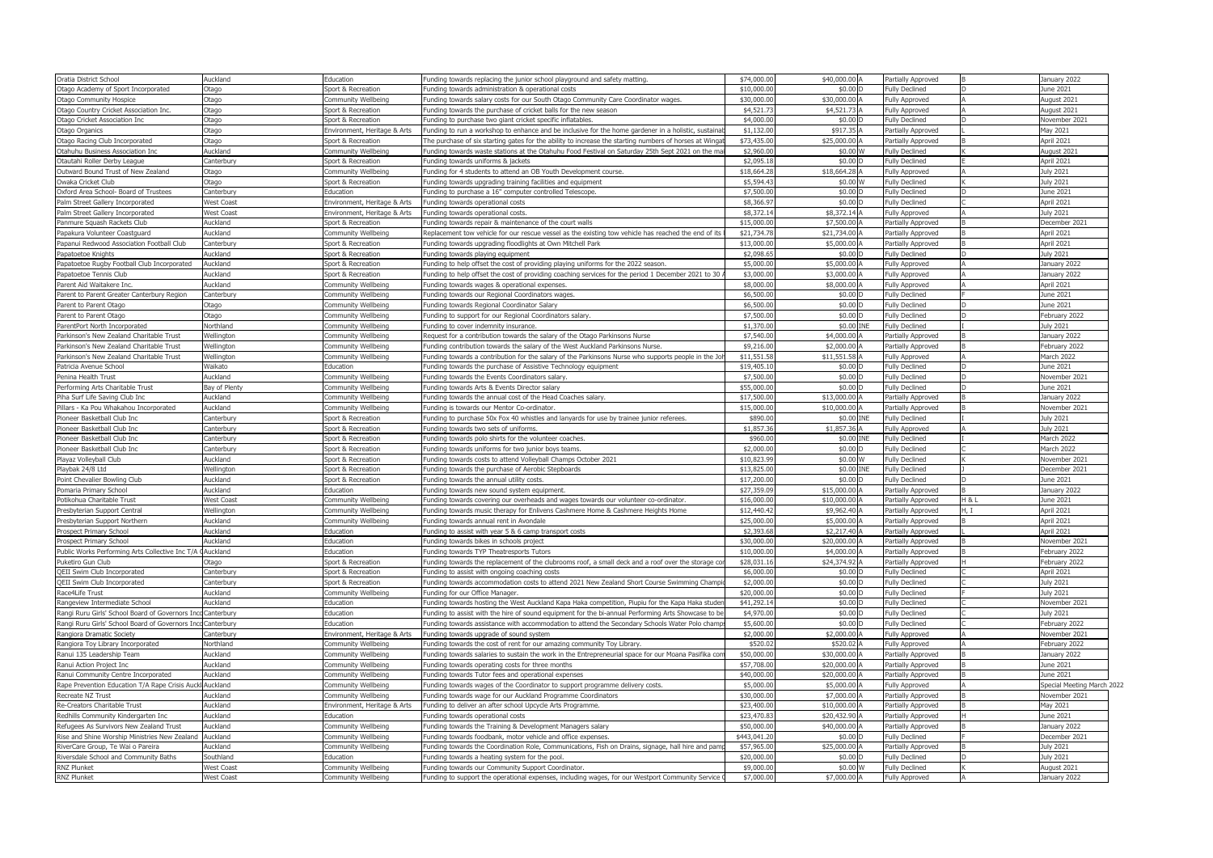| | | | | | | | | |
|---|---|---|---|---|---|---|---|---|
| Oratia District School | Auckland | Education | Funding towards replacing the junior school playground and safety matting. | $74,000.00 | $40,000.00 | A | Partially Approved | B | January 2022 |
| Otago Academy of Sport Incorporated | Otago | Sport & Recreation | Funding towards administration & operational costs | $10,000.00 | $0.00 | D | Fully Declined | D | June 2021 |
| Otago Community Hospice | Otago | Community Wellbeing | Funding towards salary costs for our South Otago Community Care Coordinator wages. | $30,000.00 | $30,000.00 | A | Fully Approved | A | August 2021 |
| Otago Country Cricket Association Inc. | Otago | Sport & Recreation | Funding towards the purchase of cricket balls for the new season | $4,521.73 | $4,521.73 | A | Fully Approved | A | August 2021 |
| Otago Cricket Association Inc | Otago | Sport & Recreation | Funding to purchase two giant cricket specific inflatables. | $4,000.00 | $0.00 | D | Fully Declined | D | November 2021 |
| Otago Organics | Otago | Environment, Heritage & Arts | Funding to run a workshop to enhance and be inclusive for the home gardener in a holistic, sustainab | $1,132.00 | $917.35 | A | Partially Approved | L | May 2021 |
| Otago Racing Club Incorporated | Otago | Sport & Recreation | The purchase of six starting gates for the ability to increase the starting numbers of horses at Wingat | $73,435.00 | $25,000.00 | A | Partially Approved | B | April 2021 |
| Otahuhu Business Association Inc | Auckland | Community Wellbeing | Funding towards waste stations at the Otahuhu Food Festival on Saturday 25th Sept 2021 on the mai | $2,960.00 | $0.00 | W | Fully Declined | K | August 2021 |
| Otautahi Roller Derby League | Canterbury | Sport & Recreation | Funding towards uniforms & jackets | $2,095.18 | $0.00 | D | Fully Declined | E | April 2021 |
| Outward Bound Trust of New Zealand | Otago | Community Wellbeing | Funding for 4 students to attend an OB Youth Development course. | $18,664.28 | $18,664.28 | A | Fully Approved | A | July 2021 |
| Owaka Cricket Club | Otago | Sport & Recreation | Funding towards upgrading training facilities and equipment | $5,594.43 | $0.00 | W | Fully Declined | K | July 2021 |
| Oxford Area School- Board of Trustees | Canterbury | Education | Funding to purchase a 16" computer controlled Telescope. | $7,500.00 | $0.00 | D | Fully Declined | D | June 2021 |
| Palm Street Gallery Incorporated | West Coast | Environment, Heritage & Arts | Funding towards operational costs | $8,366.97 | $0.00 | D | Fully Declined | C | April 2021 |
| Palm Street Gallery Incorporated | West Coast | Environment, Heritage & Arts | Funding towards operational costs. | $8,372.14 | $8,372.14 | A | Fully Approved | A | July 2021 |
| Panmure Squash Rackets Club | Auckland | Sport & Recreation | Funding towards repair & maintenance of the court walls | $15,000.00 | $7,500.00 | A | Partially Approved | B | December 2021 |
| Papakura Volunteer Coastguard | Auckland | Community Wellbeing | Replacement tow vehicle for our rescue vessel as the existing tow vehicle has reached the end of its | $21,734.78 | $21,734.00 | A | Partially Approved | B | April 2021 |
| Papanui Redwood Association Football Club | Canterbury | Sport & Recreation | Funding towards upgrading floodlights at Own Mitchell Park | $13,000.00 | $5,000.00 | A | Partially Approved | B | April 2021 |
| Papatoetoe Knights | Auckland | Sport & Recreation | Funding towards playing equipment | $2,098.65 | $0.00 | D | Fully Declined | D | July 2021 |
| Papatoetoe Rugby Football Club Incorporated | Auckland | Sport & Recreation | Funding to help offset the cost of providing playing uniforms for the 2022 season. | $5,000.00 | $5,000.00 | A | Fully Approved | A | January 2022 |
| Papatoetoe Tennis Club | Auckland | Sport & Recreation | Funding to help offset the cost of providing coaching services for the period 1 December 2021 to 30 | $3,000.00 | $3,000.00 | A | Fully Approved | A | January 2022 |
| Parent Aid Waitakere Inc. | Auckland | Community Wellbeing | Funding towards wages & operational expenses. | $8,000.00 | $8,000.00 | A | Fully Approved | A | April 2021 |
| Parent to Parent Greater Canterbury Region | Canterbury | Community Wellbeing | Funding towards our Regional Coordinators wages. | $6,500.00 | $0.00 | D | Fully Declined | F | June 2021 |
| Parent to Parent Otago | Otago | Community Wellbeing | Funding towards Regional Coordinator Salary | $6,500.00 | $0.00 | D | Fully Declined | D | June 2021 |
| Parent to Parent Otago | Otago | Community Wellbeing | Funding to support for our Regional Coordinators salary. | $7,500.00 | $0.00 | D | Fully Declined | D | February 2022 |
| ParentPort North Incorporated | Northland | Community Wellbeing | Funding to cover indemnity insurance. | $1,370.00 | $0.00 | INE | Fully Declined | I | July 2021 |
| Parkinson's New Zealand Charitable Trust | Wellington | Community Wellbeing | Request for a contribution towards the salary of the Otago Parkinsons Nurse | $7,540.00 | $4,000.00 | A | Partially Approved | B | January 2022 |
| Parkinson's New Zealand Charitable Trust | Wellington | Community Wellbeing | Funding contribution towards the salary of the West Auckland Parkinsons Nurse. | $9,216.00 | $2,000.00 | A | Partially Approved | B | February 2022 |
| Parkinson's New Zealand Charitable Trust | Wellington | Community Wellbeing | Funding towards a contribution for the salary of the Parkinsons Nurse who supports people in the Joh | $11,551.58 | $11,551.58 | A | Fully Approved | A | March 2022 |
| Patricia Avenue School | Waikato | Education | Funding towards the purchase of Assistive Technology equipment | $19,405.10 | $0.00 | D | Fully Declined | D | June 2021 |
| Penina Health Trust | Auckland | Community Wellbeing | Funding towards the Events Coordinators salary. | $7,500.00 | $0.00 | D | Fully Declined | D | November 2021 |
| Performing Arts Charitable Trust | Bay of Plenty | Community Wellbeing | Funding towards Arts & Events Director salary | $55,000.00 | $0.00 | D | Fully Declined | D | June 2021 |
| Piha Surf Life Saving Club Inc | Auckland | Community Wellbeing | Funding towards the annual cost of the Head Coaches salary. | $17,500.00 | $13,000.00 | A | Partially Approved | B | January 2022 |
| Pillars - Ka Pou Whakahou Incorporated | Auckland | Community Wellbeing | Funding is towards our Mentor Co-ordinator. | $15,000.00 | $10,000.00 | A | Partially Approved | B | November 2021 |
| Pioneer Basketball Club Inc | Canterbury | Sport & Recreation | Funding to purchase 50x Fox 40 whistles and lanyards for use by trainee junior referees. | $890.00 | $0.00 | INE | Fully Declined | I | July 2021 |
| Pioneer Basketball Club Inc | Canterbury | Sport & Recreation | Funding towards two sets of uniforms. | $1,857.36 | $1,857.36 | A | Fully Approved | A | July 2021 |
| Pioneer Basketball Club Inc | Canterbury | Sport & Recreation | Funding towards polo shirts for the volunteer coaches. | $960.00 | $0.00 | INE | Fully Declined | I | March 2022 |
| Pioneer Basketball Club Inc | Canterbury | Sport & Recreation | Funding towards uniforms for two junior boys teams. | $2,000.00 | $0.00 | D | Fully Declined | C | March 2022 |
| Playaz Volleyball Club | Auckland | Sport & Recreation | Funding towards costs to attend Volleyball Champs October 2021 | $10,823.99 | $0.00 | W | Fully Declined | K | November 2021 |
| Playbak 24/8 Ltd | Wellington | Sport & Recreation | Funding towards the purchase of Aerobic Stepboards | $13,825.00 | $0.00 | INE | Fully Declined | J | December 2021 |
| Point Chevalier Bowling Club | Auckland | Sport & Recreation | Funding towards the annual utility costs. | $17,200.00 | $0.00 | D | Fully Declined | D | June 2021 |
| Pomaria Primary School | Auckland | Education | Funding towards new sound system equipment. | $27,359.09 | $15,000.00 | A | Partially Approved | B | January 2022 |
| Potikohua Charitable Trust | West Coast | Community Wellbeing | Funding towards covering our overheads and wages towards our volunteer co-ordinator. | $16,000.00 | $10,000.00 | A | Partially Approved | H & L | June 2021 |
| Presbyterian Support Central | Wellington | Community Wellbeing | Funding towards music therapy for Enlivens Cashmere Home & Cashmere Heights Home | $12,440.42 | $9,962.40 | A | Partially Approved | H, I | April 2021 |
| Presbyterian Support Northern | Auckland | Community Wellbeing | Funding towards annual rent in Avondale | $25,000.00 | $5,000.00 | A | Partially Approved | B | April 2021 |
| Prospect Primary School | Auckland | Education | Funding to assist with year 5 & 6 camp transport costs | $2,393.68 | $2,217.40 | A | Partially Approved | L | April 2021 |
| Prospect Primary School | Auckland | Education | Funding towards bikes in schools project | $30,000.00 | $20,000.00 | A | Partially Approved | B | November 2021 |
| Public Works Performing Arts Collective Inc T/A ( | Auckland | Education | Funding towards TYP Theatresports Tutors | $10,000.00 | $4,000.00 | A | Partially Approved | B | February 2022 |
| Puketiro Gun Club | Otago | Sport & Recreation | Funding towards the replacement of the clubrooms roof, a small deck and a roof over the storage cor | $28,031.16 | $24,374.92 | A | Partially Approved | H | February 2022 |
| QEII Swim Club Incorporated | Canterbury | Sport & Recreation | Funding to assist with ongoing coaching costs | $6,000.00 | $0.00 | D | Fully Declined | C | April 2021 |
| QEII Swim Club Incorporated | Canterbury | Sport & Recreation | Funding towards accommodation costs to attend 2021 New Zealand Short Course Swimming Champi | $2,000.00 | $0.00 | D | Fully Declined | C | July 2021 |
| Race4Life Trust | Auckland | Community Wellbeing | Funding for our Office Manager. | $20,000.00 | $0.00 | D | Fully Declined | F | July 2021 |
| Rangeview Intermediate School | Auckland | Education | Funding towards hosting the West Auckland Kapa Haka competition, Piupiu for the Kapa Haka studen | $41,292.14 | $0.00 | D | Fully Declined | C | November 2021 |
| Rangi Ruru Girls' School Board of Governors Inco | Canterbury | Education | Funding to assist with the hire of sound equipment for the bi-annual Performing Arts Showcase to be | $4,970.00 | $0.00 | D | Fully Declined | C | July 2021 |
| Rangi Ruru Girls' School Board of Governors Inco | Canterbury | Education | Funding towards assistance with accommodation to attend the Secondary Schools Water Polo champ | $5,600.00 | $0.00 | D | Fully Declined | C | February 2022 |
| Rangiora Dramatic Society | Canterbury | Environment, Heritage & Arts | Funding towards upgrade of sound system | $2,000.00 | $2,000.00 | A | Fully Approved | A | November 2021 |
| Rangiora Toy Library Incorporated | Northland | Community Wellbeing | Funding towards the cost of rent for our amazing community Toy Library. | $520.02 | $520.02 | A | Fully Approved | A | February 2022 |
| Ranui 135 Leadership Team | Auckland | Community Wellbeing | Funding towards salaries to sustain the work in the Entrepreneurial space for our Moana Pasifika com | $50,000.00 | $30,000.00 | A | Partially Approved | B | January 2022 |
| Ranui Action Project Inc | Auckland | Community Wellbeing | Funding towards operating costs for three months | $57,708.00 | $20,000.00 | A | Partially Approved | B | June 2021 |
| Ranui Community Centre Incorporated | Auckland | Community Wellbeing | Funding towards Tutor fees and operational expenses | $40,000.00 | $20,000.00 | A | Partially Approved | B | June 2021 |
| Rape Prevention Education T/A Rape Crisis Auckl | Auckland | Community Wellbeing | Funding towards wages of the Coordinator to support programme delivery costs. | $5,000.00 | $5,000.00 | A | Fully Approved | A | Special Meeting March 2022 |
| Recreate NZ Trust | Auckland | Community Wellbeing | Funding towards wage for our Auckland Programme Coordinators | $30,000.00 | $7,000.00 | A | Partially Approved | B | November 2021 |
| Re-Creators Charitable Trust | Auckland | Environment, Heritage & Arts | Funding to deliver an after school Upcycle Arts Programme. | $23,400.00 | $10,000.00 | A | Partially Approved | B | May 2021 |
| Redhills Community Kindergarten Inc | Auckland | Education | Funding towards operational costs | $23,470.83 | $20,432.90 | A | Partially Approved | H | June 2021 |
| Refugees As Survivors New Zealand Trust | Auckland | Community Wellbeing | Funding towards the Training & Development Managers salary | $50,000.00 | $40,000.00 | A | Partially Approved | B | January 2022 |
| Rise and Shine Worship Ministries New Zealand | Auckland | Community Wellbeing | Funding towards foodbank, motor vehicle and office expenses. | $443,041.20 | $0.00 | D | Fully Declined | F | December 2021 |
| RiverCare Group, Te Wai o Pareira | Auckland | Community Wellbeing | Funding towards the Coordination Role, Communications, Fish on Drains, signage, hall hire and pamp | $57,965.00 | $25,000.00 | A | Partially Approved | B | July 2021 |
| Riversdale School and Community Baths | Southland | Education | Funding towards a heating system for the pool. | $20,000.00 | $0.00 | D | Fully Declined | D | July 2021 |
| RNZ Plunket | West Coast | Community Wellbeing | Funding towards our Community Support Coordinator. | $9,000.00 | $0.00 | W | Fully Declined | K | August 2021 |
| RNZ Plunket | West Coast | Community Wellbeing | Funding to support the operational expenses, including wages, for our Westport Community Service ( | $7,000.00 | $7,000.00 | A | Fully Approved | A | January 2022 |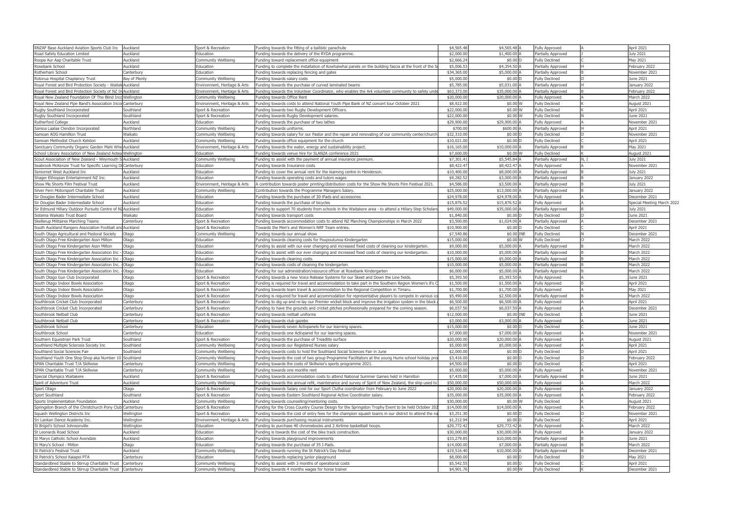| | | | | | | | | | |
|---|---|---|---|---|---|---|---|---|---|
| RNZAF Base Auckland Aviation Sports Club Inc | Auckland | Sport & Recreation | Funding towards the fitting of a ballistic parachute | $4,565.48 | $4,565.48 | A | Fully Approved | A | April 2021 |
| Road Safety Education Limited | Auckland | Education | Funding towards the delivery of the RYDA programme. | $2,000.00 | $1,400.00 | A | Partially Approved | J | July 2021 |
| Roopa Aur Aap Charitable Trust | Auckland | Community Wellbeing | Funding toward replacement office equipment | $2,666.24 | $0.00 | D | Fully Declined | C | May 2021 |
| Rosebank School | Auckland | Education | Funding to complete the installation of Kowhaiwhai panels on the building fascia at the front of the S | $5,006.53 | $4,354.50 | A | Partially Approved | H | February 2022 |
| Rotherham School | Canterbury | Education | Funding towards replacing fencing and gates | $34,365.00 | $5,000.00 | A | Partially Approved | B | November 2021 |
| Rotorua Hospital Chaplaincy Trust | Bay of Plenty | Community Wellbeing | Funding towards salary costs | $5,000.00 | $0.00 | D | Fully Declined | D | June 2021 |
| Royal Forest and Bird Protection Society - Waitak | Auckland | Environment, Heritage & Arts | Funding towards the purchase of curved laminated beams | $5,785.00 | $5,031.00 | A | Partially Approved | H | January 2022 |
| Royal Forest and Bird Protection Society of NZ In | Auckland | Environment, Heritage & Arts | Funding towards the Volunteer Coordinator, who enables the Ark volunteer community to safely unde | $63,373.00 | $35,000.00 | A | Partially Approved | B | February 2022 |
| Royal New Zealand Foundation Of The Blind Inco | Wellington | Community Wellbeing | Funding towards Office Rent | $20,000.00 | $20,000.00 | A | Fully Approved | A | March 2022 |
| Royal New Zealand Pipe Band's Association Incor | Canterbury | Environment, Heritage & Arts | Funding towards costs to attend National Youth Pipe Bank of NZ concert tour October 2021 | $8,922.00 | $0.00 | W | Fully Declined | K | August 2021 |
| Rugby Southland Incorporated | Southland | Sport & Recreation | Funding towards two Rugby Development Officers. | $22,000.00 | $0.00 | W | Fully Declined | K | April 2021 |
| Rugby Southland Incorporated | Southland | Sport & Recreation | Funding towards Rugby Development salaries. | $22,000.00 | $0.00 | W | Fully Declined | N | June 2021 |
| Rutherford College | Auckland | Education | Funding towards the purchase of two lathes | $29,900.00 | $29,900.00 | A | Fully Approved | A | November 2021 |
| Samoa Laalaa Clendon Incorporated | Northland | Community Wellbeing | Funding towards uniforms. | $700.00 | $600.00 | A | Partially Approved | H | April 2021 |
| Samoan AOG Hamilton Trust | Waikato | Community Wellbeing | Funding towards salary for our Pastor and the repair and renovating of our community center/church | $32,310.00 | $0.00 | D | Fully Declined | D | November 2021 |
| Samoan Methodist Church Kelston | Auckland | Community Wellbeing | Funding towards office equipment for the church | $10,021.00 | $0.00 | D | Fully Declined | C | April 2021 |
| Sanctuary Community Organic Garden Mahi Whe | Auckland | Environment, Heritage & Arts | Funding towards the water, energy and sustainability project. | $16,165.00 | $10,000.00 | A | Partially Approved | B | May 2021 |
| School Library Association of New Zealand Aotea | Wellington | Education | Funding towards venue hire for SLANZA conference 2021 | $7,600.00 | $0.00 | W | Fully Declined | K | August 2021 |
| Scout Association of New Zealand - Weymouth S | Auckland | Community Wellbeing | Funding to assist with the payment of annual insurance premium. | $7,301.41 | $5,545.84 | A | Partially Approved | N, I | July 2021 |
| Seabrook McKenzie Trust for Specific Learning Di | Canterbury | Education | Funding towards Insurance costs | $8,422.47 | $8,422.47 | A | Fully Approved | A | November 2021 |
| Seniornet West Auckland Inc | Auckland | Education | Funding to cover the annual rent for the learning centre in Henderson. | $10,400.00 | $8,000.00 | A | Partially Approved | B | July 2021 |
| Shager Ethiopian Entertainment NZ Inc. | Auckland | Education | Funding towards operating costs and tutors wages | $9,282.52 | $3,000.00 | A | Partially Approved | B | January 2022 |
| Show Me Shorts Film Festival Trust | Auckland | Environment, Heritage & Arts | A contribution towards poster printing/distribution costs for the Show Me Shorts Film Festival 2021. | $4,586.00 | $3,500.00 | A | Partially Approved | B | July 2021 |
| Silver Fern Motorsport Charitable Trust | Auckland | Community Wellbeing | Contribution towards the Programme Managers Salary. | $25,000.00 | $13,000.00 | A | Partially Approved | B | January 2022 |
| Sir Douglas Bader Intermediate School | Auckland | Education | Funding towards the purchase of 30 iPads and accessories | $24,978.00 | $24,978.00 | A | Fully Approved | A | December 2021 |
| Sir Douglas Bader Intermediate School | Auckland | Education | Funding towards the purchase of bicycles | $15,876.52 | $15,876.52 | A | Fully Approved | A | Special Meeting March 2022 |
| Sir Edmund Hillary Outdoor Pursuits Centre of NZ | Auckland | Education | Funding to support 70 students from schools in the Waitakere area - to attend a Hillary Step Scholars | $49,000.00 | $35,000.00 | A | Partially Approved | B | July 2021 |
| Sistema Waikato Trust Board | Waikato | Education | Funding towards transport costs | $1,840.00 | $0.00 | D | Fully Declined | D | June 2021 |
| Skellerup Militaires Marching Teams | Canterbury | Sport & Recreation | Funding towards accommodation costs to attend NZ Marching Championships in March 2022 | $3,500.00 | $1,024.00 | A | Partially Approved | A | December 2021 |
| South Auckland Rangers Association Football and | Auckland | Sport & Recreation | Towards the Men's and Women's NRF Team entries. | $10,900.00 | $0.00 | D | Fully Declined | C | April 2021 |
| South Otago Agricultural and Pastoral Society | Otago | Community Wellbeing | Funding towards our annual show | $7,540.86 | $0.00 | INE | Fully Declined | N | December 2021 |
| South Otago Free Kindergarten Assn Milton | Otago | Education | Funding towards cleaning costs for Poupoutunoa Kindergarten | $15,000.00 | $0.00 | W | Fully Declined | O | March 2022 |
| South Otago Free Kindergarten Assn Milton | Otago | Education | Funding to assist with our ever changing and increased fixed costs of cleaning our kindergarten. | $9,000.00 | $5,000.00 | A | Partially Approved | B | March 2022 |
| South Otago Free Kindergarten Association Inc - | Otago | Education | Funding to assist with our ever changing and increased fixed costs of cleaning our kindergarten. | $10,000.00 | $5,000.00 | A | Partially Approved | B | March 2022 |
| South Otago Free Kindergarten Association Inc - | Otago | Education | Funding towards cleaning costs. | $15,000.00 | $5,000.00 | A | Partially Approved | B | March 2022 |
| South Otago Free Kindergarten Association Inc. - | Otago | Education | Funding towards costs of cleaning the kindergarten. | $10,000.00 | $5,000.00 | A | Partially Approved | B | March 2022 |
| South Otago Free Kindergarten Association Inc. - | Otago | Education | Funding for our administration/resource officer at Rosebank Kindergarten | $6,000.00 | $5,000.00 | A | Partially Approved | B | March 2022 |
| South Otago Gun Club Incorporated | Otago | Sport & Recreation | Funding towards a new Voice Release Systems for our Skeet and Down the Line fields. | $5,393.50 | $5,393.50 | A | Fully Approved | A | June 2021 |
| South Otago Indoor Bowls Association | Otago | Sport & Recreation | Funding is required for travel and accommodation to take part in the Southern Region Women's 8's C | $1,500.00 | $1,500.00 | A | Fully Approved | B | April 2021 |
| South Otago Indoor Bowls Association | Otago | Sport & Recreation | Funding towards team travel & accommodation to the Regional Competition in Timaru. | $1,700.00 | $1,700.00 | A | Fully Approved | A | May 2021 |
| South Otago Indoor Bowls Association | Otago | Sport & Recreation | Funding is required for travel and accommodation for representative players to compete in various co | $5,490.00 | $2,500.00 | A | Partially Approved | B | March 2022 |
| Southbrook Cricket Club Incorporated | Canterbury | Sport & Recreation | Funding to dig up and re-lay our Premier wicket block and improve the irrigation system in the block a | $6,500.00 | $6,500.00 | A | Fully Approved | A | April 2021 |
| Southbrook Cricket Club Incorporated | Canterbury | Sport & Recreation | Funding to have the grounds and cricket pitches professionally prepared for the coming season. | $6,037.50 | $6,037.50 | A | Fully Approved | A | December 2021 |
| Southbrook Netball Club | Canterbury | Sport & Recreation | Funding towards netball uniforms | $12,000.00 | $0.00 | INE | Fully Declined | I | June 2021 |
| Southbrook Netball Club | Canterbury | Sport & Recreation | Funding towards club gazebo | $3,000.00 | $3,000.00 | A | Fully Approved | A | June 2021 |
| Southbrook School | Canterbury | Education | Funding towards seven Activpanels for our learning spaces. | $15,000.00 | $0.00 | D | Fully Declined | C | June 2021 |
| Southbrook School | Canterbury | Education | Funding towards one Activpanel for our learning spaces. | $7,000.00 | $7,000.00 | A | Fully Approved | A | November 2021 |
| Southern Equestrian Park Trust | Southland | Sport & Recreation | Funding towards the purchase of Treadlite surface | $20,000.00 | $20,000.00 | A | Fully Approved | A | August 2021 |
| Southland Multiple Sclerosis Society Inc | Southland | Community Wellbeing | Funding towards our Registered Nurses salary | $5,000.00 | $5,000.00 | A | Fully Approved | A | April 2021 |
| Southland Social Sciences Fair | Southland | Community Wellbeing | Funding towards costs to hold the Southland Social Sciences Fair in June | $2,000.00 | $0.00 | D | Fully Declined | D | April 2021 |
| Southland Youth One Stop Shop aka Number 10 | Southland | Community Wellbeing | Funding towards the cost of two group Programme Facilitators at the young Hums school holiday pro | $3,416.00 | $0.00 | D | Fully Declined | D | February 2022 |
| SPAN Charitable Trust T/A Skillwise | Canterbury | Community Wellbeing | Funding towards the costs of Skillwise's sports programme 2021. | $4,500.00 | $0.00 | D | Fully Declined | C | April 2021 |
| SPAN Charitable Trust T/A Skillwise | Canterbury | Community Wellbeing | Funding towards one months rent | $5,000.00 | $5,000.00 | A | Fully Approved | A | November 2021 |
| Special Olympics Waitakere | Auckland | Sport & Recreation | Funding towards accommodation costs to attend National Summer Games held in Hamilton | $7,435.00 | $7,000.00 | A | Partially Approved | B | June 2021 |
| Spirit of Adventure Trust | Auckland | Community Wellbeing | Funding towards the annual refit, maintenance and survey of Spirit of New Zealand, the ship used to | $50,000.00 | $50,000.00 | A | Fully Approved | A | March 2022 |
| Sport Otago | Otago | Sport & Recreation | Funding towards Salary cost for our Sport Clutha coordinator from February to June 2022 | $20,000.00 | $20,000.00 | A | Fully Approved | A | January 2022 |
| Sport Southland | Southland | Sport & Recreation | Funding towards Eastern Southland Regional Active Coordinator salary. | $35,000.00 | $35,000.00 | A | Fully Approved | A | February 2022 |
| Sports Implementation Foundation | Auckland | Community Wellbeing | Funding towards counselling/mentoring costs. | $30,000.00 | $0.00 | W | Fully Declined | K | August 2021 |
| Springston Branch of the Christchurch Pony Club | Canterbury | Sport & Recreation | Funding for the Cross Country Course Design for the Springston Trophy Event to be held October 202 | $14,000.00 | $14,000.00 | A | Fully Approved | A | February 2022 |
| Squash Wellington Districts Inc | Wellington | Sport & Recreation | Funding towards the cost of entry fees for the champion squash teams in our district to attend the na | $3,251.30 | $0.00 | D | Fully Declined | D | November 2021 |
| Sri Lankan Dance Academy Inc. | Wellington | Environment, Heritage & Arts | Funding towards purchasing musical instruments | $1,212.94 | $0.00 | D | Fully Declined | C | April 2021 |
| St Brigid's School Johnsonville | Wellington | Education | Funding to purchase 40 chromebooks and 2 Airtime basketball hoops. | $29,772.42 | $29,772.42 | A | Fully Approved | A | March 2022 |
| St Leonards Road School | Auckland | Education | Funding is towards the cost of the bike track construction. | $30,000.00 | $30,000.00 | A | Fully Approved | A | January 2022 |
| St Marys Catholic School Avondale | Auckland | Education | Funding towards playground improvements | $33,279.85 | $10,000.00 | A | Partially Approved | B | June 2021 |
| St Mary's School - Milton | Otago | Education | Funding towards the purchase of 35 I-Pads. | $14,000.00 | $7,000.00 | A | Partially Approved | B | March 2022 |
| St Patrick's Festival Trust | Auckland | Community Wellbeing | Funding towards running the St Patrick's Day festival | $19,516.40 | $10,000.00 | A | Partially Approved | B | December 2021 |
| St Patrick's School Kaiapoi PTA | Canterbury | Education | Funding towards replacing junior playground | $8,000.00 | $0.00 | D | Fully Declined | D | May 2021 |
| Standardbred Stable to Stirrup Charitable Trust | Canterbury | Community Wellbeing | Funding to assist with 3 months of operational costs | $5,542.55 | $0.00 | D | Fully Declined | C | April 2021 |
| Standardbred Stable to Stirrup Charitable Trust | Canterbury | Community Wellbeing | Funding towards 4 months wages for horse trainer | $4,901.76 | $0.00 | W | Fully Declined | K | December 2021 |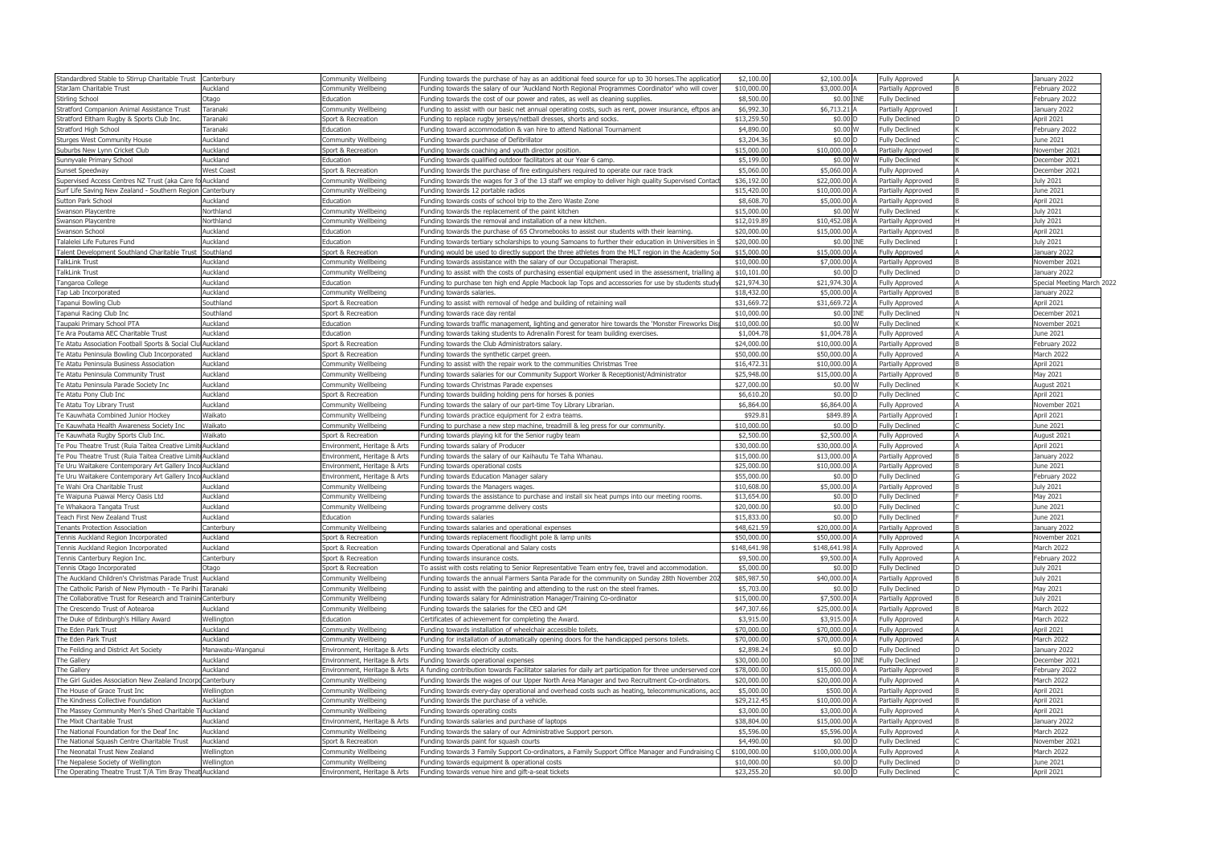| | | | | | | | | |
|---|---|---|---|---|---|---|---|---|
| Standardbred Stable to Stirrup Charitable Trust | Canterbury | Community Wellbeing | Funding towards the purchase of hay as an additional feed source for up to 30 horses.The applicatior | $2,100.00 | $2,100.00 A | Fully Approved | A | January 2022 |
| StarJam Charitable Trust | Auckland | Community Wellbeing | Funding towards the salary of our 'Auckland North Regional Programmes Coordinator' who will cover | $10,000.00 | $3,000.00 A | Partially Approved | B | February 2022 |
| Stirling School | Otago | Education | Funding towards the cost of our power and rates, as well as cleaning supplies. | $8,500.00 | $0.00 INE | Fully Declined | | February 2022 |
| Stratford Companion Animal Assistance Trust | Taranaki | Community Wellbeing | Funding to assist with our basic net annual operating costs, such as rent, power insurance, eftpos an | $6,992.30 | $6,713.21 A | Partially Approved | I | January 2022 |
| Stratford Eltham Rugby & Sports Club Inc. | Taranaki | Sport & Recreation | Funding to replace rugby jerseys/netball dresses, shorts and socks. | $13,259.50 | $0.00 D | Fully Declined | D | April 2021 |
| Stratford High School | Taranaki | Education | Funding toward accommodation & van hire to attend National Tournament | $4,890.00 | $0.00 W | Fully Declined | K | February 2022 |
| Sturges West Community House | Auckland | Community Wellbeing | Funding towards purchase of Defibrillator | $3,204.36 | $0.00 D | Fully Declined | C | June 2021 |
| Suburbs New Lynn Cricket Club | Auckland | Sport & Recreation | Funding towards coaching and youth director position. | $15,000.00 | $10,000.00 A | Partially Approved | B | November 2021 |
| Sunnyvale Primary School | Auckland | Education | Funding towards qualified outdoor facilitators at our Year 6 camp. | $5,199.00 | $0.00 W | Fully Declined | K | December 2021 |
| Sunset Speedway | West Coast | Sport & Recreation | Funding towards the purchase of fire extinguishers required to operate our race track | $5,060.00 | $5,060.00 A | Fully Approved | A | December 2021 |
| Supervised Access Centres NZ Trust (aka Care fo Auckland | Auckland | Community Wellbeing | Funding towards the wages for 3 of the 13 staff we employ to deliver high quality Supervised Contact | $36,192.00 | $22,000.00 A | Partially Approved | B | July 2021 |
| Surf Life Saving New Zealand - Southern Region | Canterbury | Community Wellbeing | Funding towards 12 portable radios | $15,420.00 | $10,000.00 A | Partially Approved | B | June 2021 |
| Sutton Park School | Auckland | Education | Funding towards costs of school trip to the Zero Waste Zone | $8,608.70 | $5,000.00 A | Partially Approved | B | April 2021 |
| Swanson Playcentre | Northland | Community Wellbeing | Funding towards the replacement of the paint kitchen | $15,000.00 | $0.00 W | Fully Declined | K | July 2021 |
| Swanson Playcentre | Northland | Community Wellbeing | Funding towards the removal and installation of a new kitchen. | $12,019.89 | $10,452.08 A | Partially Approved | H | July 2021 |
| Swanson School | Auckland | Education | Funding towards the purchase of 65 Chromebooks to assist our students with their learning. | $20,000.00 | $15,000.00 A | Partially Approved | B | April 2021 |
| Talalelei Life Futures Fund | Auckland | Education | Funding towards tertiary scholarships to young Samoans to further their education in Universities in S | $20,000.00 | $0.00 INE | Fully Declined | I | July 2021 |
| Talent Development Southland Charitable Trust | Southland | Sport & Recreation | Funding would be used to directly support the three athletes from the MLT region in the Academy So | $15,000.00 | $15,000.00 A | Fully Approved | A | January 2022 |
| TalkLink Trust | Auckland | Community Wellbeing | Funding towards assistance with the salary of our Occupational Therapist. | $10,000.00 | $7,000.00 A | Partially Approved | B | November 2021 |
| TalkLink Trust | Auckland | Community Wellbeing | Funding to assist with the costs of purchasing essential equipment used in the assessment, trialling a | $10,101.00 | $0.00 D | Fully Declined | D | January 2022 |
| Tangaroa College | Auckland | Education | Funding to purchase ten high end Apple Macbook lap Tops and accessories for use by students study | $21,974.30 | $21,974.30 A | Fully Approved | A | Special Meeting March 2022 |
| Tap Lab Incorporated | Auckland | Community Wellbeing | Funding towards salaries. | $18,432.00 | $5,000.00 A | Partially Approved | B | January 2022 |
| Tapanui Bowling Club | Southland | Sport & Recreation | Funding to assist with removal of hedge and building of retaining wall | $31,669.72 | $31,669.72 A | Fully Approved | A | April 2021 |
| Tapanui Racing Club Inc | Southland | Sport & Recreation | Funding towards race day rental | $10,000.00 | $0.00 INE | Fully Declined | N | December 2021 |
| Taupaki Primary School PTA | Auckland | Education | Funding towards traffic management, lighting and generator hire towards the 'Monster Fireworks Dis | $10,000.00 | $0.00 W | Fully Declined | K | November 2021 |
| Te Ara Poutama AEC Charitable Trust | Auckland | Education | Funding towards taking students to Adrenalin Forest for team building exercises. | $1,004.78 | $1,004.78 A | Fully Approved | A | June 2021 |
| Te Atatu Association Football Sports & Social Clu Auckland | Auckland | Sport & Recreation | Funding towards the Club Administrators salary. | $24,000.00 | $10,000.00 A | Partially Approved | B | February 2022 |
| Te Atatu Peninsula Bowling Club Incorporated | Auckland | Sport & Recreation | Funding towards the synthetic carpet green. | $50,000.00 | $50,000.00 A | Fully Approved | A | March 2022 |
| Te Atatu Peninsula Business Association | Auckland | Community Wellbeing | Funding to assist with the repair work to the communities Christmas Tree | $16,472.31 | $10,000.00 A | Partially Approved | B | April 2021 |
| Te Atatu Peninsula Community Trust | Auckland | Community Wellbeing | Funding towards salaries for our Community Support Worker & Receptionist/Administrator | $25,948.00 | $15,000.00 A | Partially Approved | B | May 2021 |
| Te Atatu Peninsula Parade Society Inc | Auckland | Community Wellbeing | Funding towards Christmas Parade expenses | $27,000.00 | $0.00 W | Fully Declined | K | August 2021 |
| Te Atatu Pony Club Inc | Auckland | Sport & Recreation | Funding towards building holding pens for horses & ponies | $6,610.20 | $0.00 D | Fully Declined | C | April 2021 |
| Te Atatu Toy Library Trust | Auckland | Community Wellbeing | Funding towards the salary of our part-time Toy Library Librarian. | $6,864.00 | $6,864.00 A | Fully Approved | A | November 2021 |
| Te Kauwhata Combined Junior Hockey | Waikato | Sport & Recreation | Funding towards practice equipment for 2 extra teams. | $929.81 | $849.89 A | Partially Approved | I | April 2021 |
| Te Kauwhata Health Awareness Society Inc | Waikato | Community Wellbeing | Funding to purchase a new step machine, treadmill & leg press for our community. | $10,000.00 | $0.00 D | Fully Declined | C | June 2021 |
| Te Kauwhata Rugby Sports Club Inc. | Waikato | Sport & Recreation | Funding towards playing kit for the Senior rugby team | $2,500.00 | $2,500.00 A | Fully Approved | A | August 2021 |
| Te Pou Theatre Trust (Ruia Taitea Creative Limite Auckland | Auckland | Environment, Heritage & Arts | Funding towards salary of Producer | $30,000.00 | $30,000.00 A | Fully Approved | A | April 2021 |
| Te Pou Theatre Trust (Ruia Taitea Creative Limite Auckland | Auckland | Environment, Heritage & Arts | Funding towards the salary of our Kaihautu Te Taha Whanau. | $15,000.00 | $13,000.00 A | Partially Approved | B | January 2022 |
| Te Uru Waitakere Contemporary Art Gallery Incor Auckland | Auckland | Environment, Heritage & Arts | Funding towards operational costs | $25,000.00 | $10,000.00 A | Partially Approved | B | June 2021 |
| Te Uru Waitakere Contemporary Art Gallery Incor Auckland | Auckland | Environment, Heritage & Arts | Funding towards Education Manager salary | $55,000.00 | $0.00 D | Fully Declined | G | February 2022 |
| Te Wahi Ora Charitable Trust | Auckland | Community Wellbeing | Funding towards the Managers wages. | $10,608.00 | $5,000.00 A | Partially Approved | B | July 2021 |
| Te Waipuna Puawai Mercy Oasis Ltd | Auckland | Community Wellbeing | Funding towards the assistance to purchase and install six heat pumps into our meeting rooms. | $13,654.00 | $0.00 D | Fully Declined | F | May 2021 |
| Te Whakaora Tangata Trust | Auckland | Community Wellbeing | Funding towards programme delivery costs | $20,000.00 | $0.00 D | Fully Declined | C | June 2021 |
| Teach First New Zealand Trust | Auckland | Education | Funding towards salaries | $15,833.00 | $0.00 D | Fully Declined | F | June 2021 |
| Tenants Protection Association | Canterbury | Community Wellbeing | Funding towards salaries and operational expenses | $48,621.59 | $20,000.00 A | Partially Approved | B | January 2022 |
| Tennis Auckland Region Incorporated | Auckland | Sport & Recreation | Funding towards replacement floodlight pole & lamp units | $50,000.00 | $50,000.00 A | Fully Approved | A | November 2021 |
| Tennis Auckland Region Incorporated | Auckland | Sport & Recreation | Funding towards Operational and Salary costs | $148,641.98 | $148,641.98 A | Fully Approved | A | March 2022 |
| Tennis Canterbury Region Inc. | Canterbury | Sport & Recreation | Funding towards insurance costs. | $9,500.00 | $9,500.00 A | Fully Approved | A | February 2022 |
| Tennis Otago Incorporated | Otago | Sport & Recreation | To assist with costs relating to Senior Representative Team entry fee, travel and accommodation. | $5,000.00 | $0.00 D | Fully Declined | D | July 2021 |
| The Auckland Children's Christmas Parade Trust | Auckland | Community Wellbeing | Funding towards the annual Farmers Santa Parade for the community on Sunday 28th November 202 | $85,987.50 | $40,000.00 A | Partially Approved | B | July 2021 |
| The Catholic Parish of New Plymouth - Te Parihi | Taranaki | Community Wellbeing | Funding to assist with the painting and attending to the rust on the steel frames. | $5,703.00 | $0.00 D | Fully Declined | D | May 2021 |
| The Collaborative Trust for Research and Trainin Canterbury | Canterbury | Community Wellbeing | Funding towards salary for Administration Manager/Training Co-ordinator | $15,000.00 | $7,500.00 A | Partially Approved | B | July 2021 |
| The Crescendo Trust of Aotearoa | Auckland | Community Wellbeing | Funding towards the salaries for the CEO and GM | $47,307.66 | $25,000.00 A | Partially Approved | B | March 2022 |
| The Duke of Edinburgh's Hillary Award | Wellington | Education | Certificates of achievement for completing the Award. | $3,915.00 | $3,915.00 A | Fully Approved | A | March 2022 |
| The Eden Park Trust | Auckland | Community Wellbeing | Funding towards installation of wheelchair accessible toilets. | $70,000.00 | $70,000.00 A | Fully Approved | A | April 2021 |
| The Eden Park Trust | Auckland | Community Wellbeing | Funding for installation of automatically opening doors for the handicapped persons toilets. | $70,000.00 | $70,000.00 A | Fully Approved | A | March 2022 |
| The Feilding and District Art Society | Manawatu-Wanganui | Environment, Heritage & Arts | Funding towards electricity costs. | $2,898.24 | $0.00 D | Fully Declined | D | January 2022 |
| The Gallery | Auckland | Environment, Heritage & Arts | Funding towards operational expenses | $30,000.00 | $0.00 INE | Fully Declined | J | December 2021 |
| The Gallery | Auckland | Environment, Heritage & Arts | A funding contribution towards Facilitator salaries for daily art participation for three underserved cor | $78,000.00 | $15,000.00 A | Partially Approved | B | February 2022 |
| The Girl Guides Association New Zealand Incorpo Canterbury | Canterbury | Community Wellbeing | Funding towards the wages of our Upper North Area Manager and two Recruitment Co-ordinators. | $20,000.00 | $20,000.00 A | Fully Approved | A | March 2022 |
| The House of Grace Trust Inc | Wellington | Community Wellbeing | Funding towards every-day operational and overhead costs such as heating, telecommunications, acc | $5,000.00 | $500.00 A | Partially Approved | B | April 2021 |
| The Kindness Collective Foundation | Auckland | Community Wellbeing | Funding towards the purchase of a vehicle. | $29,212.45 | $10,000.00 A | Partially Approved | B | April 2021 |
| The Massey Community Men's Shed Charitable T Auckland | Auckland | Community Wellbeing | Funding towards operating costs | $3,000.00 | $3,000.00 A | Fully Approved | A | April 2021 |
| The Mixit Charitable Trust | Auckland | Environment, Heritage & Arts | Funding towards salaries and purchase of laptops | $38,804.00 | $15,000.00 A | Partially Approved | B | January 2022 |
| The National Foundation for the Deaf Inc | Auckland | Community Wellbeing | Funding towards the salary of our Administrative Support person. | $5,596.00 | $5,596.00 A | Fully Approved | A | March 2022 |
| The National Squash Centre Charitable Trust | Auckland | Sport & Recreation | Funding towards paint for squash courts | $4,490.00 | $0.00 D | Fully Declined | C | November 2021 |
| The Neonatal Trust New Zealand | Wellington | Community Wellbeing | Funding towards 3 Family Support Co-ordinators, a Family Support Office Manager and Fundraising C | $100,000.00 | $100,000.00 A | Fully Approved | A | March 2022 |
| The Nepalese Society of Wellington | Wellington | Community Wellbeing | Funding towards equipment & operational costs | $10,000.00 | $0.00 D | Fully Declined | D | June 2021 |
| The Operating Theatre Trust T/A Tim Bray Theat Auckland | Auckland | Environment, Heritage & Arts | Funding towards venue hire and gift-a-seat tickets | $23,255.20 | $0.00 D | Fully Declined | C | April 2021 |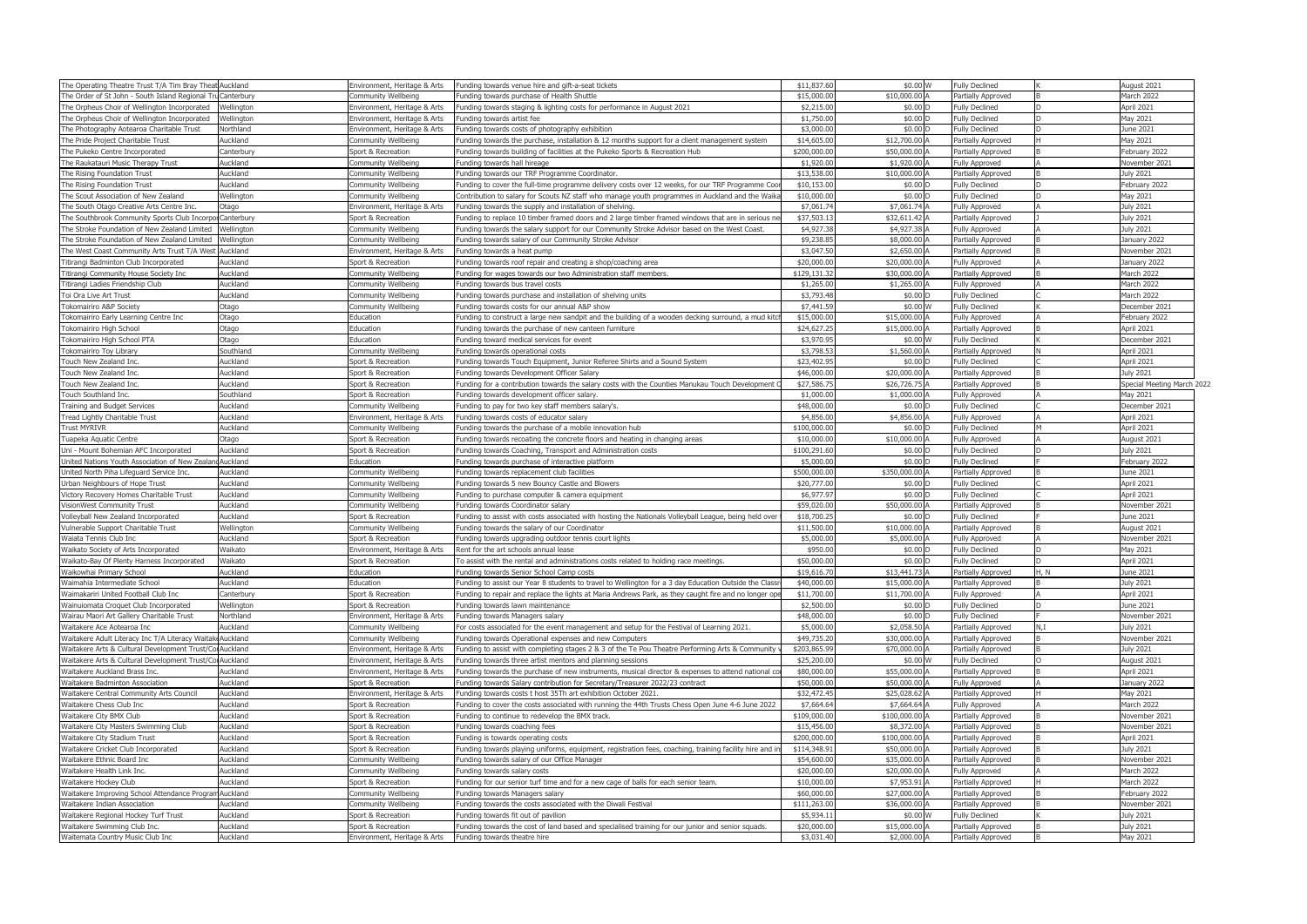| | | | | | | | | |
|---|---|---|---|---|---|---|---|---|
| The Operating Theatre Trust T/A Tim Bray Theat | Auckland | Environment, Heritage & Arts | Funding towards venue hire and gift-a-seat tickets | $11,837.60 | $0.00 W | Fully Declined | K | August 2021 |
| The Order of St John - South Island Regional Tru | Canterbury | Community Wellbeing | Funding towards purchase of Health Shuttle | $15,000.00 | $10,000.00 A | Partially Approved | B | March 2022 |
| The Orpheus Choir of Wellington Incorporated | Wellington | Environment, Heritage & Arts | Funding towards staging & lighting costs for performance in August 2021 | $2,215.00 | $0.00 D | Fully Declined | D | April 2021 |
| The Orpheus Choir of Wellington Incorporated | Wellington | Environment, Heritage & Arts | Funding towards artist fee | $1,750.00 | $0.00 D | Fully Declined | D | May 2021 |
| The Photography Aotearoa Charitable Trust | Northland | Environment, Heritage & Arts | Funding towards costs of photography exhibition | $3,000.00 | $0.00 D | Fully Declined | D | June 2021 |
| The Pride Project Charitable Trust | Auckland | Community Wellbeing | Funding towards the purchase, installation & 12 months support for a client management system | $14,605.00 | $12,700.00 A | Partially Approved | H | May 2021 |
| The Pukeko Centre Incorporated | Canterbury | Sport & Recreation | Funding towards building of facilities at the Pukeko Sports & Recreation Hub | $200,000.00 | $50,000.00 A | Partially Approved | B | February 2022 |
| The Raukatauri Music Therapy Trust | Auckland | Community Wellbeing | Funding towards hall hireage | $1,920.00 | $1,920.00 A | Fully Approved | A | November 2021 |
| The Rising Foundation Trust | Auckland | Community Wellbeing | Funding towards our TRF Programme Coordinator. | $13,538.00 | $10,000.00 A | Partially Approved | B | July 2021 |
| The Rising Foundation Trust | Auckland | Community Wellbeing | Funding to cover the full-time programme delivery costs over 12 weeks, for our TRF Programme Coor | $10,153.00 | $0.00 D | Fully Declined | D | February 2022 |
| The Scout Association of New Zealand | Wellington | Community Wellbeing | Contribution to salary for Scouts NZ staff who manage youth programmes in Auckland and the Waika | $10,000.00 | $0.00 D | Fully Declined | D | May 2021 |
| The South Otago Creative Arts Centre Inc. | Otago | Environment, Heritage & Arts | Funding towards the supply and installation of shelving. | $7,061.74 | $7,061.74 A | Fully Approved | A | July 2021 |
| The Southbrook Community Sports Club Incorpor | Canterbury | Sport & Recreation | Funding to replace 10 timber framed doors and 2 large timber framed windows that are in serious ne | $37,503.13 | $32,611.42 A | Partially Approved | J | July 2021 |
| The Stroke Foundation of New Zealand Limited | Wellington | Community Wellbeing | Funding towards the salary support for our Community Stroke Advisor based on the West Coast. | $4,927.38 | $4,927.38 A | Fully Approved | A | July 2021 |
| The Stroke Foundation of New Zealand Limited | Wellington | Community Wellbeing | Funding towards salary of our Community Stroke Advisor | $9,238.85 | $8,000.00 A | Partially Approved | B | January 2022 |
| The West Coast Community Arts Trust T/A West | Auckland | Environment, Heritage & Arts | Funding towards a heat pump | $3,047.50 | $2,650.00 A | Partially Approved | B | November 2021 |
| Titirangi Badminton Club Incorporated | Auckland | Sport & Recreation | Funding towards roof repair and creating a shop/coaching area | $20,000.00 | $20,000.00 A | Fully Approved | A | January 2022 |
| Titirangi Community House Society Inc | Auckland | Community Wellbeing | Funding for wages towards our two Administration staff members. | $129,131.32 | $30,000.00 A | Partially Approved | B | March 2022 |
| Titirangi Ladies Friendship Club | Auckland | Community Wellbeing | Funding towards bus travel costs | $1,265.00 | $1,265.00 A | Fully Approved | A | March 2022 |
| Toi Ora Live Art Trust | Auckland | Community Wellbeing | Funding towards purchase and installation of shelving units | $3,793.48 | $0.00 D | Fully Declined | C | March 2022 |
| Tokomairiro A&P Society | Otago | Community Wellbeing | Funding towards costs for our annual A&P show | $7,441.59 | $0.00 W | Fully Declined | K | December 2021 |
| Tokomairiro Early Learning Centre Inc | Otago | Education | Funding to construct a large new sandpit and the building of a wooden decking surround, a mud kitch | $15,000.00 | $15,000.00 A | Fully Approved | A | February 2022 |
| Tokomairiro High School | Otago | Education | Funding towards the purchase of new canteen furniture | $24,627.25 | $15,000.00 A | Partially Approved | B | April 2021 |
| Tokomairiro High School PTA | Otago | Education | Funding toward medical services for event | $3,970.95 | $0.00 W | Fully Declined | K | December 2021 |
| Tokomairiro Toy Library | Southland | Community Wellbeing | Funding towards operational costs | $3,798.53 | $1,560.00 A | Partially Approved | N | April 2021 |
| Touch New Zealand Inc. | Auckland | Sport & Recreation | Funding towards Touch Equipment, Junior Referee Shirts and a Sound System | $23,402.95 | $0.00 D | Fully Declined | C | April 2021 |
| Touch New Zealand Inc. | Auckland | Sport & Recreation | Funding towards Development Officer Salary | $46,000.00 | $20,000.00 A | Partially Approved | B | July 2021 |
| Touch New Zealand Inc. | Auckland | Sport & Recreation | Funding for a contribution towards the salary costs with the Counties Manukau Touch Development C | $27,586.75 | $26,726.75 A | Partially Approved | B | Special Meeting March 2022 |
| Touch Southland Inc. | Southland | Sport & Recreation | Funding towards development officer salary. | $1,000.00 | $1,000.00 A | Fully Approved | A | May 2021 |
| Training and Budget Services | Auckland | Community Wellbeing | Funding to pay for two key staff members salary's. | $48,000.00 | $0.00 D | Fully Declined | C | December 2021 |
| Tread Lightly Charitable Trust | Auckland | Environment, Heritage & Arts | Funding towards costs of educator salary | $4,856.00 | $4,856.00 A | Fully Approved | A | April 2021 |
| Trust MYRIVR | Auckland | Community Wellbeing | Funding towards the purchase of a mobile innovation hub | $100,000.00 | $0.00 D | Fully Declined | M | April 2021 |
| Tuapeka Aquatic Centre | Otago | Sport & Recreation | Funding towards recoating the concrete floors and heating in changing areas | $10,000.00 | $10,000.00 A | Fully Approved | A | August 2021 |
| Uni - Mount Bohemian AFC Incorporated | Auckland | Sport & Recreation | Funding towards Coaching, Transport and Administration costs | $100,291.60 | $0.00 D | Fully Declined | D | July 2021 |
| United Nations Youth Association of New Zealand | Auckland | Education | Funding towards purchase of interactive platform | $5,000.00 | $0.00 D | Fully Declined | D | February 2022 |
| United North Piha Lifeguard Service Inc. | Auckland | Community Wellbeing | Funding towards replacement club facilities | $500,000.00 | $350,000.00 A | Partially Approved | B | June 2021 |
| Urban Neighbours of Hope Trust | Auckland | Community Wellbeing | Funding towards 5 new Bouncy Castle and Blowers | $20,777.00 | $0.00 D | Fully Declined | C | April 2021 |
| Victory Recovery Homes Charitable Trust | Auckland | Community Wellbeing | Funding to purchase computer & camera equipment | $6,977.97 | $0.00 D | Fully Declined | C | April 2021 |
| VisionWest Community Trust | Auckland | Community Wellbeing | Funding towards Coordinator salary | $59,020.00 | $50,000.00 A | Partially Approved | B | November 2021 |
| Volleyball New Zealand Incorporated | Auckland | Sport & Recreation | Funding to assist with costs associated with hosting the Nationals Volleyball League, being held over | $18,700.25 | $0.00 D | Fully Declined | F | June 2021 |
| Vulnerable Support Charitable Trust | Wellington | Community Wellbeing | Funding towards the salary of our Coordinator | $11,500.00 | $10,000.00 A | Partially Approved | B | August 2021 |
| Waiata Tennis Club Inc | Auckland | Sport & Recreation | Funding towards upgrading outdoor tennis court lights | $5,000.00 | $5,000.00 A | Fully Approved | A | November 2021 |
| Waikato Society of Arts Incorporated | Waikato | Environment, Heritage & Arts | Rent for the art schools annual lease | $950.00 | $0.00 D | Fully Declined | D | May 2021 |
| Waikato-Bay Of Plenty Harness Incorporated | Waikato | Sport & Recreation | To assist with the rental and administrations costs related to holding race meetings. | $50,000.00 | $0.00 D | Fully Declined | D | April 2021 |
| Waikowhai Primary School | Auckland | Education | Funding towards Senior School Camp costs | $19,616.70 | $13,441.73 A | Partially Approved | H, N | June 2021 |
| Waimahia Intermediate School | Auckland | Education | Funding to assist our Year 8 students to travel to Wellington for a 3 day Education Outside the Classr | $40,000.00 | $15,000.00 A | Partially Approved | B | July 2021 |
| Waimakariri United Football Club Inc | Canterbury | Sport & Recreation | Funding to repair and replace the lights at Maria Andrews Park, as they caught fire and no longer ope | $11,700.00 | $11,700.00 A | Fully Approved | A | April 2021 |
| Wainuiomata Croquet Club Incorporated | Wellington | Sport & Recreation | Funding towards lawn maintenance | $2,500.00 | $0.00 D | Fully Declined | D | June 2021 |
| Wairau Maori Art Gallery Charitable Trust | Northland | Environment, Heritage & Arts | Funding towards Managers salary | $48,000.00 | $0.00 D | Fully Declined | F | November 2021 |
| Waitakere Ace Aotearoa Inc | Auckland | Community Wellbeing | For costs associated for the event management and setup for the Festival of Learning 2021. | $5,000.00 | $2,058.50 A | Partially Approved | N,I | July 2021 |
| Waitakere Adult Literacy Inc T/A Literacy Waitake | Auckland | Community Wellbeing | Funding towards Operational expenses and new Computers | $49,735.20 | $30,000.00 A | Partially Approved | B | November 2021 |
| Waitakere Arts & Cultural Development Trust/Co | Auckland | Environment, Heritage & Arts | Funding to assist with completing stages 2 & 3 of the Te Pou Theatre Performing Arts & Community | $203,865.99 | $70,000.00 A | Partially Approved | B | July 2021 |
| Waitakere Arts & Cultural Development Trust/Co | Auckland | Environment, Heritage & Arts | Funding towards three artist mentors and planning sessions | $25,200.00 | $0.00 W | Fully Declined | O | August 2021 |
| Waitakere Auckland Brass Inc. | Auckland | Environment, Heritage & Arts | Funding towards the purchase of new instruments, musical director & expenses to attend national co | $80,000.00 | $55,000.00 A | Partially Approved | B | April 2021 |
| Waitakere Badminton Association | Auckland | Sport & Recreation | Funding towards Salary contribution for Secretary/Treasurer 2022/23 contract | $50,000.00 | $50,000.00 A | Fully Approved | A | January 2022 |
| Waitakere Central Community Arts Council | Auckland | Environment, Heritage & Arts | Funding towards costs t host 35Th art exhibition October 2021. | $32,472.45 | $25,028.62 A | Partially Approved | H | May 2021 |
| Waitakere Chess Club Inc | Auckland | Sport & Recreation | Funding to cover the costs associated with running the 44th Trusts Chess Open June 4-6 June 2022 | $7,664.64 | $7,664.64 A | Fully Approved | A | March 2022 |
| Waitakere City BMX Club | Auckland | Sport & Recreation | Funding to continue to redevelop the BMX track. | $109,000.00 | $100,000.00 A | Partially Approved | B | November 2021 |
| Waitakere City Masters Swimming Club | Auckland | Sport & Recreation | Funding towards coaching fees | $15,456.00 | $8,372.00 A | Partially Approved | B | November 2021 |
| Waitakere City Stadium Trust | Auckland | Sport & Recreation | Funding is towards operating costs | $200,000.00 | $100,000.00 A | Partially Approved | B | April 2021 |
| Waitakere Cricket Club Incorporated | Auckland | Sport & Recreation | Funding towards playing uniforms, equipment, registration fees, coaching, training facility hire and in | $114,348.91 | $50,000.00 A | Partially Approved | B | July 2021 |
| Waitakere Ethnic Board Inc | Auckland | Community Wellbeing | Funding towards salary of our Office Manager | $54,600.00 | $35,000.00 A | Partially Approved | B | November 2021 |
| Waitakere Health Link Inc. | Auckland | Community Wellbeing | Funding towards salary costs | $20,000.00 | $20,000.00 A | Fully Approved | A | March 2022 |
| Waitakere Hockey Club | Auckland | Sport & Recreation | Funding for our senior turf time and for a new cage of balls for each senior team. | $10,000.00 | $7,953.91 A | Partially Approved | H | March 2022 |
| Waitakere Improving School Attendance Program | Auckland | Community Wellbeing | Funding towards Managers salary | $60,000.00 | $27,000.00 A | Partially Approved | B | February 2022 |
| Waitakere Indian Association | Auckland | Community Wellbeing | Funding towards the costs associated with the Diwali Festival | $111,263.00 | $36,000.00 A | Partially Approved | B | November 2021 |
| Waitakere Regional Hockey Turf Trust | Auckland | Sport & Recreation | Funding towards fit out of pavilion | $5,934.11 | $0.00 W | Fully Declined | K | July 2021 |
| Waitakere Swimming Club Inc. | Auckland | Sport & Recreation | Funding towards the cost of land based and specialised training for our junior and senior squads. | $20,000.00 | $15,000.00 A | Partially Approved | B | July 2021 |
| Waitemata Country Music Club Inc | Auckland | Environment, Heritage & Arts | Funding towards theatre hire | $3,031.40 | $2,000.00 A | Partially Approved | B | May 2021 |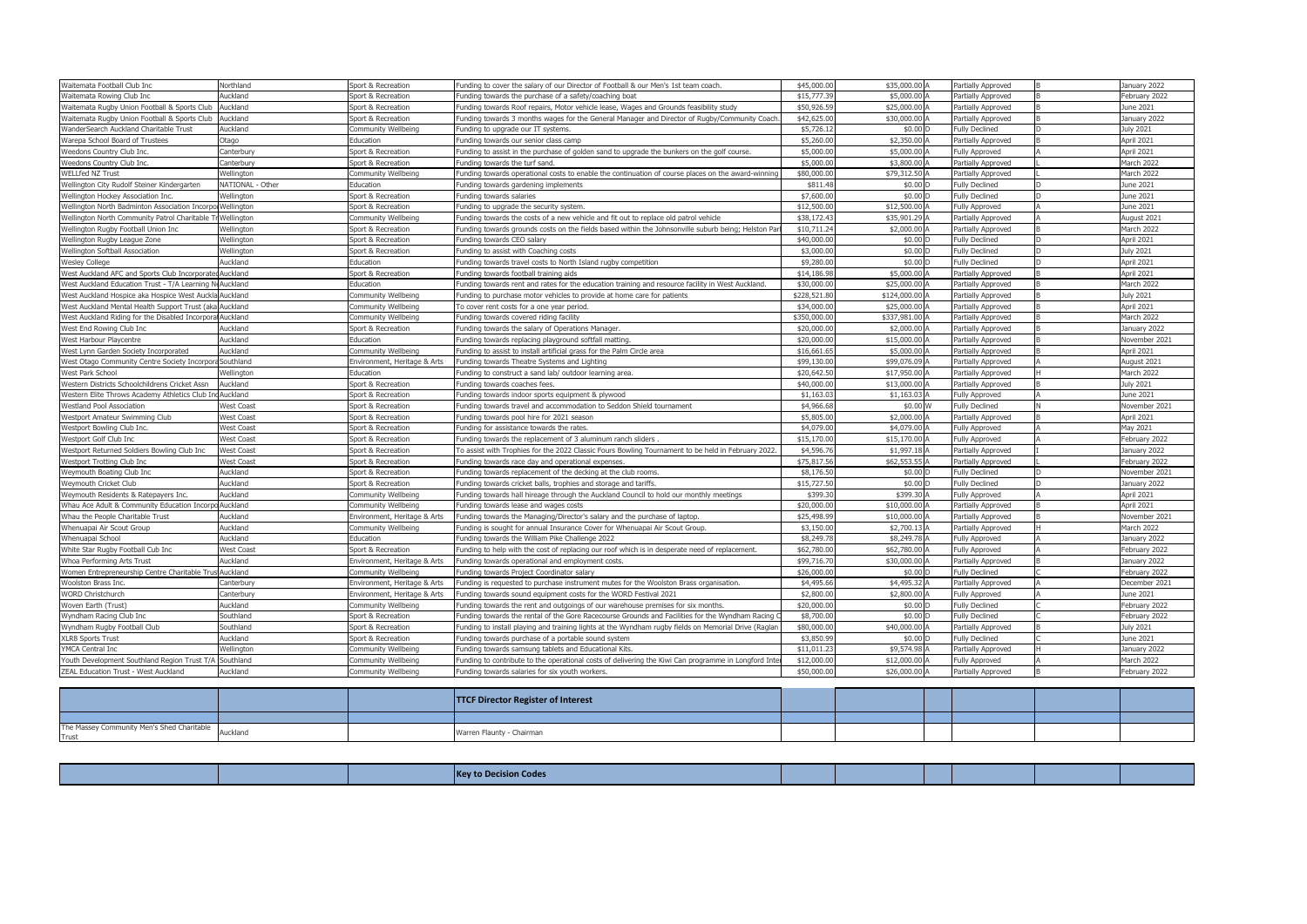| | | | | | | | | | |
|---|---|---|---|---|---|---|---|---|---|
| Waitemata Football Club Inc | Northland | Sport & Recreation | Funding to cover the salary of our Director of Football & our Men's 1st team coach. | $45,000.00 | $35,000.00 | A | Partially Approved | B | January 2022 |
| Waitemata Rowing Club Inc | Auckland | Sport & Recreation | Funding towards the purchase of a safety/coaching boat | $15,777.39 | $5,000.00 | A | Partially Approved | B | February 2022 |
| Waitemata Rugby Union Football & Sports Club | Auckland | Sport & Recreation | Funding towards Roof repairs, Motor vehicle lease, Wages and Grounds feasibility study | $50,926.59 | $25,000.00 | A | Partially Approved | B | June 2021 |
| Waitemata Rugby Union Football & Sports Club | Auckland | Sport & Recreation | Funding towards 3 months wages for the General Manager and Director of Rugby/Community Coach. | $42,625.00 | $30,000.00 | A | Partially Approved | B | January 2022 |
| WanderSearch Auckland Charitable Trust | Auckland | Community Wellbeing | Funding to upgrade our IT systems. | $5,726.12 | $0.00 | D | Fully Declined | D | July 2021 |
| Warepa School Board of Trustees | Otago | Education | Funding towards our senior class camp | $5,260.00 | $2,350.00 | A | Partially Approved | B | April 2021 |
| Weedons Country Club Inc. | Canterbury | Sport & Recreation | Funding to assist in the purchase of golden sand to upgrade the bunkers on the golf course. | $5,000.00 | $5,000.00 | A | Fully Approved | A | April 2021 |
| Weedons Country Club Inc. | Canterbury | Sport & Recreation | Funding towards the turf sand. | $5,000.00 | $3,800.00 | A | Partially Approved | L | March 2022 |
| WELLfed NZ Trust | Wellington | Community Wellbeing | Funding towards operational costs to enable the continuation of course places on the award-winning | $80,000.00 | $79,312.50 | A | Partially Approved | L | March 2022 |
| Wellington City Rudolf Steiner Kindergarten | NATIONAL - Other | Education | Funding towards gardening implements | $811.48 | $0.00 | D | Fully Declined | D | June 2021 |
| Wellington Hockey Association Inc. | Wellington | Sport & Recreation | Funding towards salaries | $7,600.00 | $0.00 | D | Fully Declined | D | June 2021 |
| Wellington North Badminton Association Incorpo | Wellington | Sport & Recreation | Funding to upgrade the security system. | $12,500.00 | $12,500.00 | A | Fully Approved | A | June 2021 |
| Wellington North Community Patrol Charitable Tr | Wellington | Community Wellbeing | Funding towards the costs of a new vehicle and fit out to replace old patrol vehicle | $38,172.43 | $35,901.29 | A | Partially Approved | A | August 2021 |
| Wellington Rugby Football Union Inc | Wellington | Sport & Recreation | Funding towards grounds costs on the fields based within the Johnsonville suburb being; Helston Par | $10,711.24 | $2,000.00 | A | Partially Approved | B | March 2022 |
| Wellington Rugby League Zone | Wellington | Sport & Recreation | Funding towards CEO salary | $40,000.00 | $0.00 | D | Fully Declined | D | April 2021 |
| Wellington Softball Association | Wellington | Sport & Recreation | Funding to assist with Coaching costs | $3,000.00 | $0.00 | D | Fully Declined | D | July 2021 |
| Wesley College | Auckland | Education | Funding towards travel costs to North Island rugby competition | $9,280.00 | $0.00 | D | Fully Declined | D | April 2021 |
| West Auckland AFC and Sports Club Incorporated | Auckland | Sport & Recreation | Funding towards football training aids | $14,186.98 | $5,000.00 | A | Partially Approved | B | April 2021 |
| West Auckland Education Trust - T/A Learning Ne | Auckland | Education | Funding towards rent and rates for the education training and resource facility in West Auckland. | $30,000.00 | $25,000.00 | A | Partially Approved | B | March 2022 |
| West Auckland Hospice aka Hospice West Auckla | Auckland | Community Wellbeing | Funding to purchase motor vehicles to provide at home care for patients | $228,521.80 | $124,000.00 | A | Partially Approved | B | July 2021 |
| West Auckland Mental Health Support Trust (aka | Auckland | Community Wellbeing | To cover rent costs for a one year period. | $34,000.00 | $25,000.00 | A | Partially Approved | B | April 2021 |
| West Auckland Riding for the Disabled Incorpora | Auckland | Community Wellbeing | Funding towards covered riding facility | $350,000.00 | $337,981.00 | A | Partially Approved | B | March 2022 |
| West End Rowing Club Inc | Auckland | Sport & Recreation | Funding towards the salary of Operations Manager. | $20,000.00 | $2,000.00 | A | Partially Approved | B | January 2022 |
| West Harbour Playcentre | Auckland | Education | Funding towards replacing playground softfall matting. | $20,000.00 | $15,000.00 | A | Partially Approved | B | November 2021 |
| West Lynn Garden Society Incorporated | Auckland | Community Wellbeing | Funding to assist to install artificial grass for the Palm Circle area | $16,661.65 | $5,000.00 | A | Partially Approved | B | April 2021 |
| West Otago Community Centre Society Incorpora | Southland | Environment, Heritage & Arts | Funding towards Theatre Systems and Lighting | $99,130.00 | $99,076.09 | A | Partially Approved | A | August 2021 |
| West Park School | Wellington | Education | Funding to construct a sand lab/ outdoor learning area. | $20,642.50 | $17,950.00 | A | Partially Approved | H | March 2022 |
| Western Districts Schoolchildrens Cricket Assn | Auckland | Sport & Recreation | Funding towards coaches fees. | $40,000.00 | $13,000.00 | A | Partially Approved | B | July 2021 |
| Western Elite Throws Academy Athletics Club Inc | Auckland | Sport & Recreation | Funding towards indoor sports equipment & plywood | $1,163.03 | $1,163.03 | A | Fully Approved | A | June 2021 |
| Westland Pool Association | West Coast | Sport & Recreation | Funding towards travel and accommodation to Seddon Shield tournament | $4,966.68 | $0.00 | W | Fully Declined | N | November 2021 |
| Westport Amateur Swimming Club | West Coast | Sport & Recreation | Funding towards pool hire for 2021 season | $5,805.00 | $2,000.00 | A | Partially Approved | B | April 2021 |
| Westport Bowling Club Inc. | West Coast | Sport & Recreation | Funding for assistance towards the rates. | $4,079.00 | $4,079.00 | A | Fully Approved | A | May 2021 |
| Westport Golf Club Inc | West Coast | Sport & Recreation | Funding towards the replacement of 3 aluminum ranch sliders . | $15,170.00 | $15,170.00 | A | Fully Approved | A | February 2022 |
| Westport Returned Soldiers Bowling Club Inc | West Coast | Sport & Recreation | To assist with Trophies for the 2022 Classic Fours Bowling Tournament to be held in February 2022. | $4,596.76 | $1,997.18 | A | Partially Approved | I | January 2022 |
| Westport Trotting Club Inc | West Coast | Sport & Recreation | Funding towards race day and operational expenses. | $75,817.56 | $62,553.55 | A | Partially Approved | L | February 2022 |
| Weymouth Boating Club Inc | Auckland | Sport & Recreation | Funding towards replacement of the decking at the club rooms. | $8,176.50 | $0.00 | D | Fully Declined | D | November 2021 |
| Weymouth Cricket Club | Auckland | Sport & Recreation | Funding towards cricket balls, trophies and storage and tariffs. | $15,727.50 | $0.00 | D | Fully Declined | D | January 2022 |
| Weymouth Residents & Ratepayers Inc. | Auckland | Community Wellbeing | Funding towards hall hireage through the Auckland Council to hold our monthly meetings | $399.30 | $399.30 | A | Fully Approved | A | April 2021 |
| Whau Ace Adult & Community Education Incorpo | Auckland | Community Wellbeing | Funding towards lease and wages costs | $20,000.00 | $10,000.00 | A | Partially Approved | B | April 2021 |
| Whau the People Charitable Trust | Auckland | Environment, Heritage & Arts | Funding towards the Managing/Director's salary and the purchase of laptop. | $25,498.99 | $10,000.00 | A | Partially Approved | B | November 2021 |
| Whenuapai Air Scout Group | Auckland | Community Wellbeing | Funding is sought for annual Insurance Cover for Whenuapai Air Scout Group. | $3,150.00 | $2,700.13 | A | Partially Approved | H | March 2022 |
| Whenuapai School | Auckland | Education | Funding towards the William Pike Challenge 2022 | $8,249.78 | $8,249.78 | A | Fully Approved | A | January 2022 |
| White Star Rugby Football Club Inc | West Coast | Sport & Recreation | Funding to help with the cost of replacing our roof which is in desperate need of replacement. | $62,780.00 | $62,780.00 | A | Fully Approved | A | February 2022 |
| Whoa Performing Arts Trust | Auckland | Environment, Heritage & Arts | Funding towards operational and employment costs. | $99,716.70 | $30,000.00 | A | Partially Approved | B | January 2022 |
| Women Entrepreneurship Centre Charitable Trus | Auckland | Community Wellbeing | Funding towards Project Coordinator salary | $26,000.00 | $0.00 | D | Fully Declined | C | February 2022 |
| Woolston Brass Inc. | Canterbury | Environment, Heritage & Arts | Funding is requested to purchase instrument mutes for the Woolston Brass organisation. | $4,495.66 | $4,495.32 | A | Partially Approved | A | December 2021 |
| WORD Christchurch | Canterbury | Environment, Heritage & Arts | Funding towards sound equipment costs for the WORD Festival 2021 | $2,800.00 | $2,800.00 | A | Fully Approved | A | June 2021 |
| Woven Earth (Trust) | Auckland | Community Wellbeing | Funding towards the rent and outgoings of our warehouse premises for six months. | $20,000.00 | $0.00 | D | Fully Declined | C | February 2022 |
| Wyndham Racing Club Inc | Southland | Sport & Recreation | Funding towards the rental of the Gore Racecourse Grounds and Facilities for the Wyndham Racing C | $8,700.00 | $0.00 | D | Fully Declined | C | February 2022 |
| Wyndham Rugby Football Club | Southland | Sport & Recreation | Funding to install playing and training lights at the Wyndham rugby fields on Memorial Drive (Raglan | $80,000.00 | $40,000.00 | A | Partially Approved | B | July 2021 |
| XLR8 Sports Trust | Auckland | Sport & Recreation | Funding towards purchase of a portable sound system | $3,850.99 | $0.00 | D | Fully Declined | C | June 2021 |
| YMCA Central Inc | Wellington | Community Wellbeing | Funding towards samsung tablets and Educational Kits. | $11,011.23 | $9,574.98 | A | Partially Approved | H | January 2022 |
| Youth Development Southland Region Trust T/A | Southland | Community Wellbeing | Funding to contribute to the operational costs of delivering the Kiwi Can programme in Longford Inte | $12,000.00 | $12,000.00 | A | Fully Approved | A | March 2022 |
| ZEAL Education Trust - West Auckland | Auckland | Community Wellbeing | Funding towards salaries for six youth workers. | $50,000.00 | $26,000.00 | A | Partially Approved | B | February 2022 |

| | | | **TTCF Director Register of Interest** | | | | | | |
|---|---|---|---|---|---|---|---|---|---|
| | | | | | | | | | |
| The Massey Community Men's Shed Charitable Trust | Auckland | | Warren Flaunty - Chairman | | | | | | |

| | | | **Key to Decision Codes** | | | | | | |
|---|---|---|---|---|---|---|---|---|---|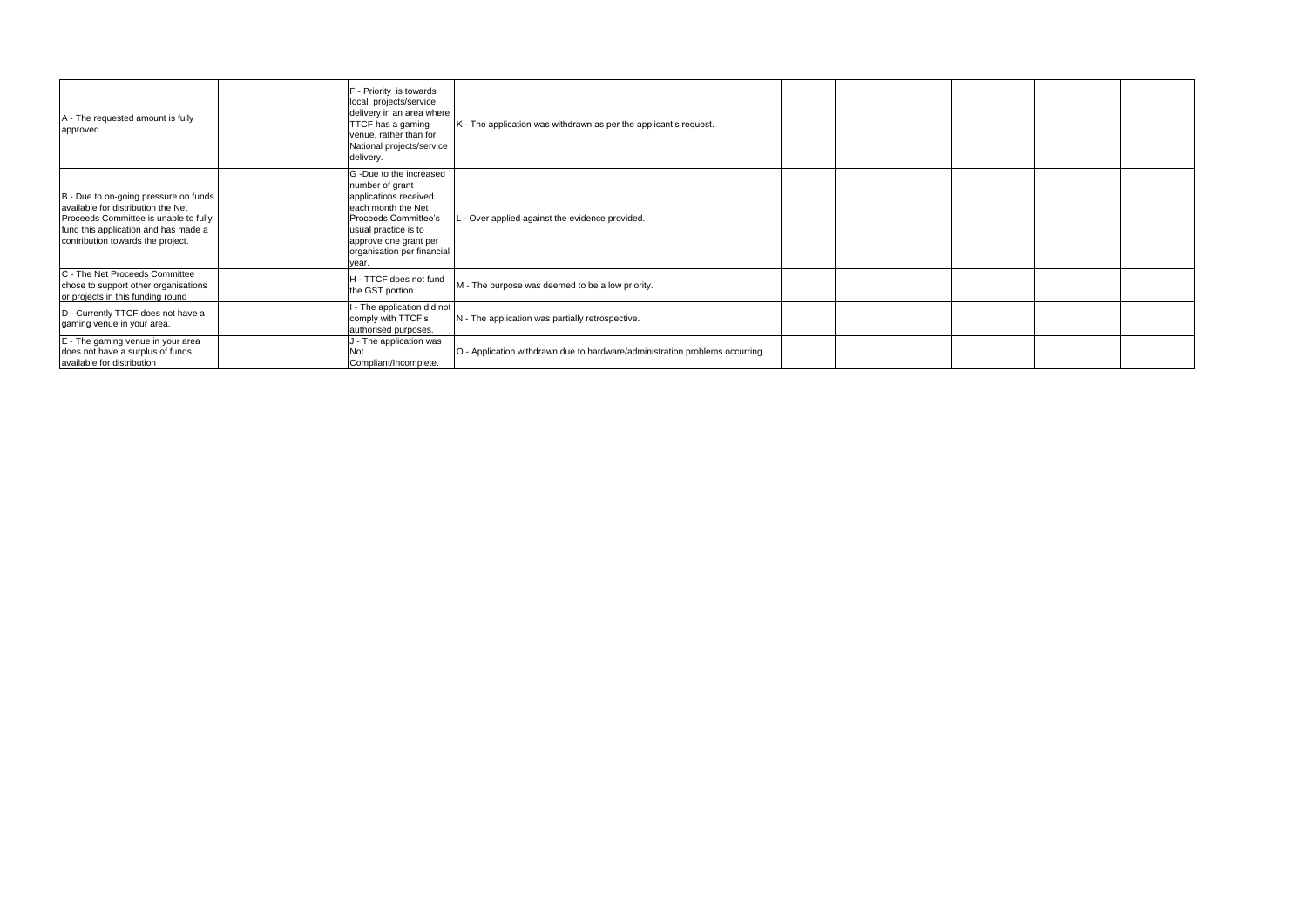| | | | | | | | | | |
|---|---|---|---|---|---|---|---|---|---|
| A - The requested amount is fully approved | | F - Priority is towards local projects/service delivery in an area where TTCF has a gaming venue, rather than for National projects/service delivery. | K - The application was withdrawn as per the applicant's request. | | | | | | |
| B - Due to on-going pressure on funds available for distribution the Net Proceeds Committee is unable to fully fund this application and has made a contribution towards the project. | | G -Due to the increased number of grant applications received each month the Net Proceeds Committee's usual practice is to approve one grant per organisation per financial year. | L - Over applied against the evidence provided. | | | | | | |
| C - The Net Proceeds Committee chose to support other organisations or projects in this funding round | | H - TTCF does not fund the GST portion. | M - The purpose was deemed to be a low priority. | | | | | | |
| D - Currently TTCF does not have a gaming venue in your area. | | I - The application did not comply with TTCF's authorised purposes. | N - The application was partially retrospective. | | | | | | |
| E - The gaming venue in your area does not have a surplus of funds available for distribution | | J - The application was Not Compliant/Incomplete. | O - Application withdrawn due to hardware/administration problems occurring. | | | | | | |